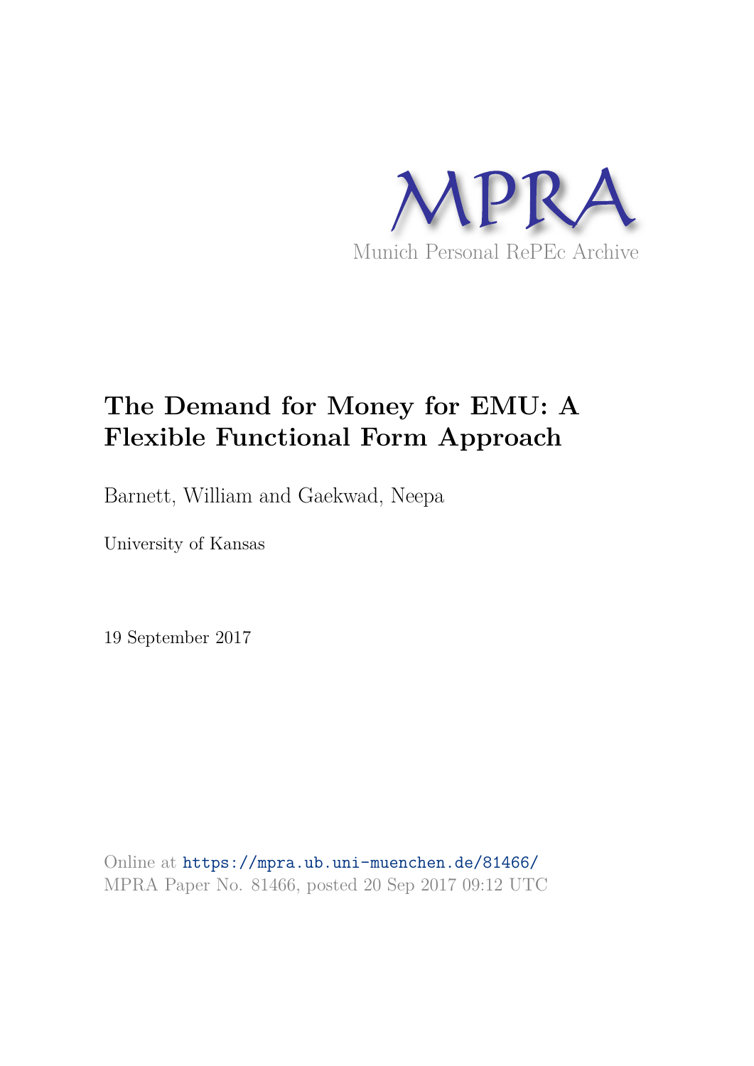MPRA

Munich Personal RePEc Archive

# The Demand for Money for EMU: A Flexible Functional Form Approach

Barnett, William and Gaekwad, Neepa

University of Kansas

19 September 2017

Online at https://mpra.ub.uni-muenchen.de/81466/
MPRA Paper No. 81466, posted 20 Sep 2017 09:12 UTC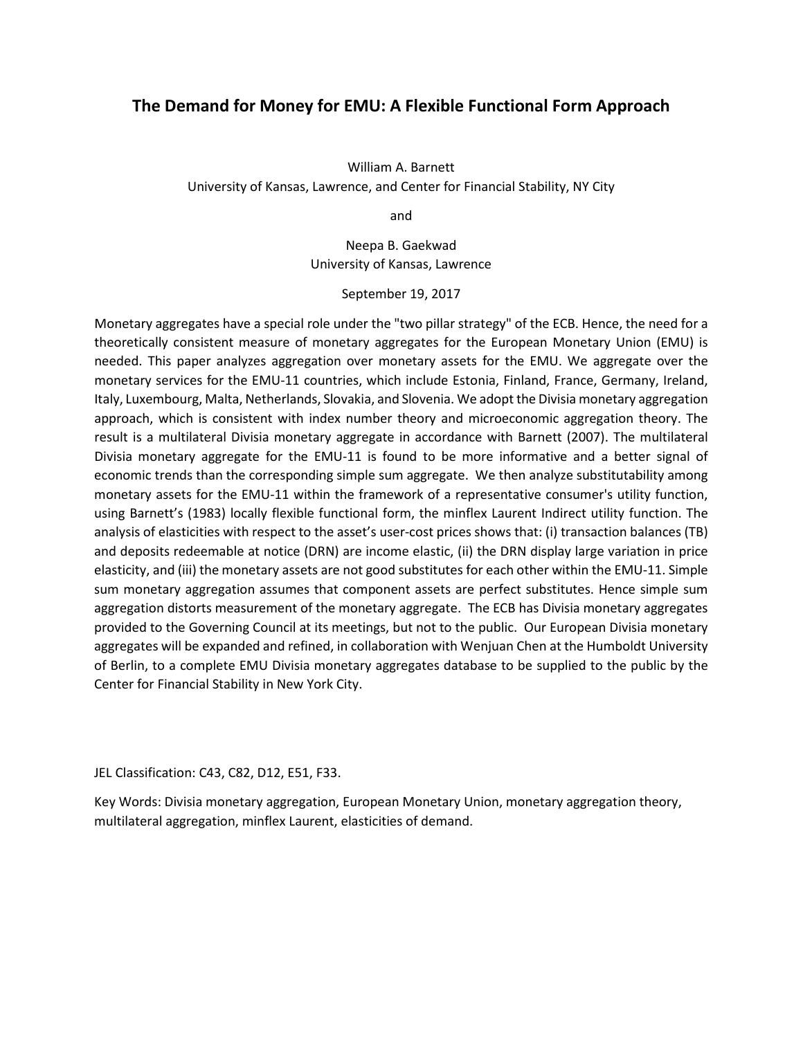# The Demand for Money for EMU: A Flexible Functional Form Approach

William A. Barnett
University of Kansas, Lawrence, and Center for Financial Stability, NY City

and

Neepa B. Gaekwad
University of Kansas, Lawrence

September 19, 2017

Monetary aggregates have a special role under the "two pillar strategy" of the ECB. Hence, the need for a theoretically consistent measure of monetary aggregates for the European Monetary Union (EMU) is needed. This paper analyzes aggregation over monetary assets for the EMU. We aggregate over the monetary services for the EMU-11 countries, which include Estonia, Finland, France, Germany, Ireland, Italy, Luxembourg, Malta, Netherlands, Slovakia, and Slovenia. We adopt the Divisia monetary aggregation approach, which is consistent with index number theory and microeconomic aggregation theory. The result is a multilateral Divisia monetary aggregate in accordance with Barnett (2007). The multilateral Divisia monetary aggregate for the EMU-11 is found to be more informative and a better signal of economic trends than the corresponding simple sum aggregate. We then analyze substitutability among monetary assets for the EMU-11 within the framework of a representative consumer's utility function, using Barnett's (1983) locally flexible functional form, the minflex Laurent Indirect utility function. The analysis of elasticities with respect to the asset's user-cost prices shows that: (i) transaction balances (TB) and deposits redeemable at notice (DRN) are income elastic, (ii) the DRN display large variation in price elasticity, and (iii) the monetary assets are not good substitutes for each other within the EMU-11. Simple sum monetary aggregation assumes that component assets are perfect substitutes. Hence simple sum aggregation distorts measurement of the monetary aggregate. The ECB has Divisia monetary aggregates provided to the Governing Council at its meetings, but not to the public. Our European Divisia monetary aggregates will be expanded and refined, in collaboration with Wenjuan Chen at the Humboldt University of Berlin, to a complete EMU Divisia monetary aggregates database to be supplied to the public by the Center for Financial Stability in New York City.

JEL Classification: C43, C82, D12, E51, F33.

Key Words: Divisia monetary aggregation, European Monetary Union, monetary aggregation theory, multilateral aggregation, minflex Laurent, elasticities of demand.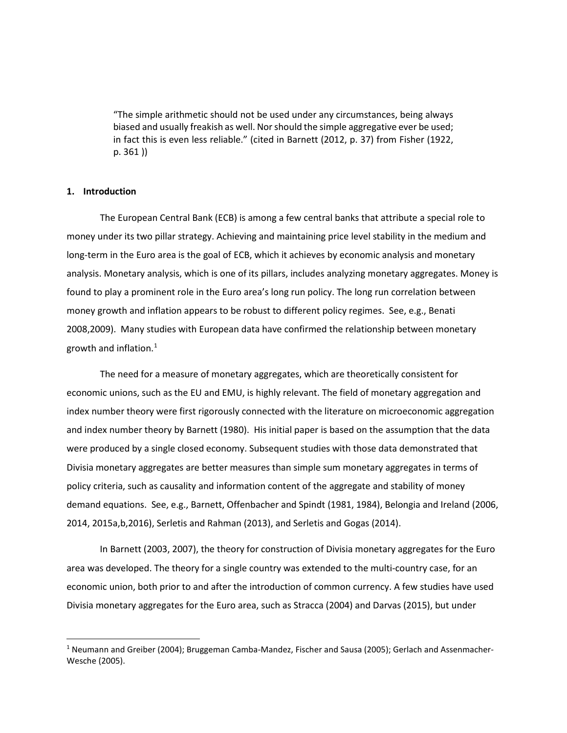> "The simple arithmetic should not be used under any circumstances, being always biased and usually freakish as well. Nor should the simple aggregative ever be used; in fact this is even less reliable." (cited in Barnett (2012, p. 37) from Fisher (1922, p. 361 ))

## 1. Introduction

The European Central Bank (ECB) is among a few central banks that attribute a special role to money under its two pillar strategy. Achieving and maintaining price level stability in the medium and long-term in the Euro area is the goal of ECB, which it achieves by economic analysis and monetary analysis. Monetary analysis, which is one of its pillars, includes analyzing monetary aggregates. Money is found to play a prominent role in the Euro area's long run policy. The long run correlation between money growth and inflation appears to be robust to different policy regimes. See, e.g., Benati 2008,2009). Many studies with European data have confirmed the relationship between monetary growth and inflation.[1]

The need for a measure of monetary aggregates, which are theoretically consistent for economic unions, such as the EU and EMU, is highly relevant. The field of monetary aggregation and index number theory were first rigorously connected with the literature on microeconomic aggregation and index number theory by Barnett (1980). His initial paper is based on the assumption that the data were produced by a single closed economy. Subsequent studies with those data demonstrated that Divisia monetary aggregates are better measures than simple sum monetary aggregates in terms of policy criteria, such as causality and information content of the aggregate and stability of money demand equations. See, e.g., Barnett, Offenbacher and Spindt (1981, 1984), Belongia and Ireland (2006, 2014, 2015a,b,2016), Serletis and Rahman (2013), and Serletis and Gogas (2014).

In Barnett (2003, 2007), the theory for construction of Divisia monetary aggregates for the Euro area was developed. The theory for a single country was extended to the multi-country case, for an economic union, both prior to and after the introduction of common currency. A few studies have used Divisia monetary aggregates for the Euro area, such as Stracca (2004) and Darvas (2015), but under

[1] Neumann and Greiber (2004); Bruggeman Camba-Mandez, Fischer and Sausa (2005); Gerlach and Assenmacher-Wesche (2005).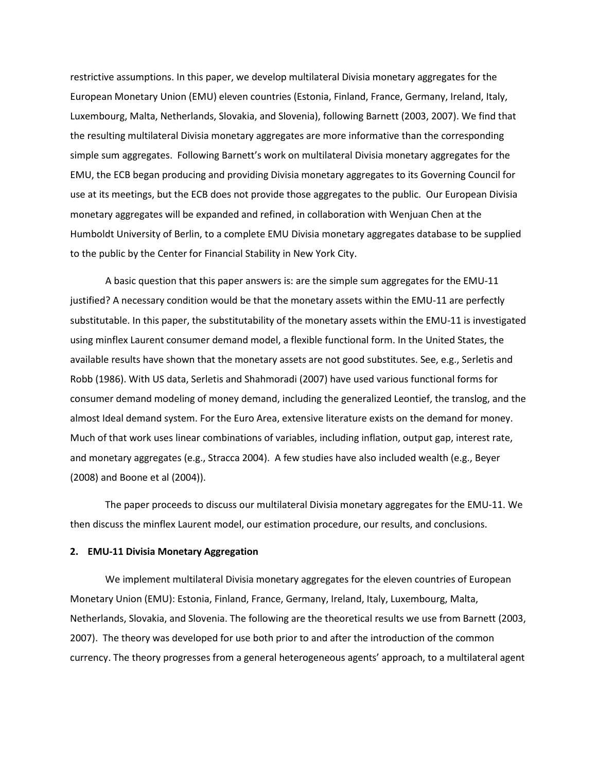restrictive assumptions. In this paper, we develop multilateral Divisia monetary aggregates for the European Monetary Union (EMU) eleven countries (Estonia, Finland, France, Germany, Ireland, Italy, Luxembourg, Malta, Netherlands, Slovakia, and Slovenia), following Barnett (2003, 2007). We find that the resulting multilateral Divisia monetary aggregates are more informative than the corresponding simple sum aggregates. Following Barnett's work on multilateral Divisia monetary aggregates for the EMU, the ECB began producing and providing Divisia monetary aggregates to its Governing Council for use at its meetings, but the ECB does not provide those aggregates to the public. Our European Divisia monetary aggregates will be expanded and refined, in collaboration with Wenjuan Chen at the Humboldt University of Berlin, to a complete EMU Divisia monetary aggregates database to be supplied to the public by the Center for Financial Stability in New York City.

A basic question that this paper answers is: are the simple sum aggregates for the EMU-11 justified? A necessary condition would be that the monetary assets within the EMU-11 are perfectly substitutable. In this paper, the substitutability of the monetary assets within the EMU-11 is investigated using minflex Laurent consumer demand model, a flexible functional form. In the United States, the available results have shown that the monetary assets are not good substitutes. See, e.g., Serletis and Robb (1986). With US data, Serletis and Shahmoradi (2007) have used various functional forms for consumer demand modeling of money demand, including the generalized Leontief, the translog, and the almost Ideal demand system. For the Euro Area, extensive literature exists on the demand for money. Much of that work uses linear combinations of variables, including inflation, output gap, interest rate, and monetary aggregates (e.g., Stracca 2004). A few studies have also included wealth (e.g., Beyer (2008) and Boone et al (2004)).

The paper proceeds to discuss our multilateral Divisia monetary aggregates for the EMU-11. We then discuss the minflex Laurent model, our estimation procedure, our results, and conclusions.

## 2. EMU-11 Divisia Monetary Aggregation

We implement multilateral Divisia monetary aggregates for the eleven countries of European Monetary Union (EMU): Estonia, Finland, France, Germany, Ireland, Italy, Luxembourg, Malta, Netherlands, Slovakia, and Slovenia. The following are the theoretical results we use from Barnett (2003, 2007). The theory was developed for use both prior to and after the introduction of the common currency. The theory progresses from a general heterogeneous agents' approach, to a multilateral agent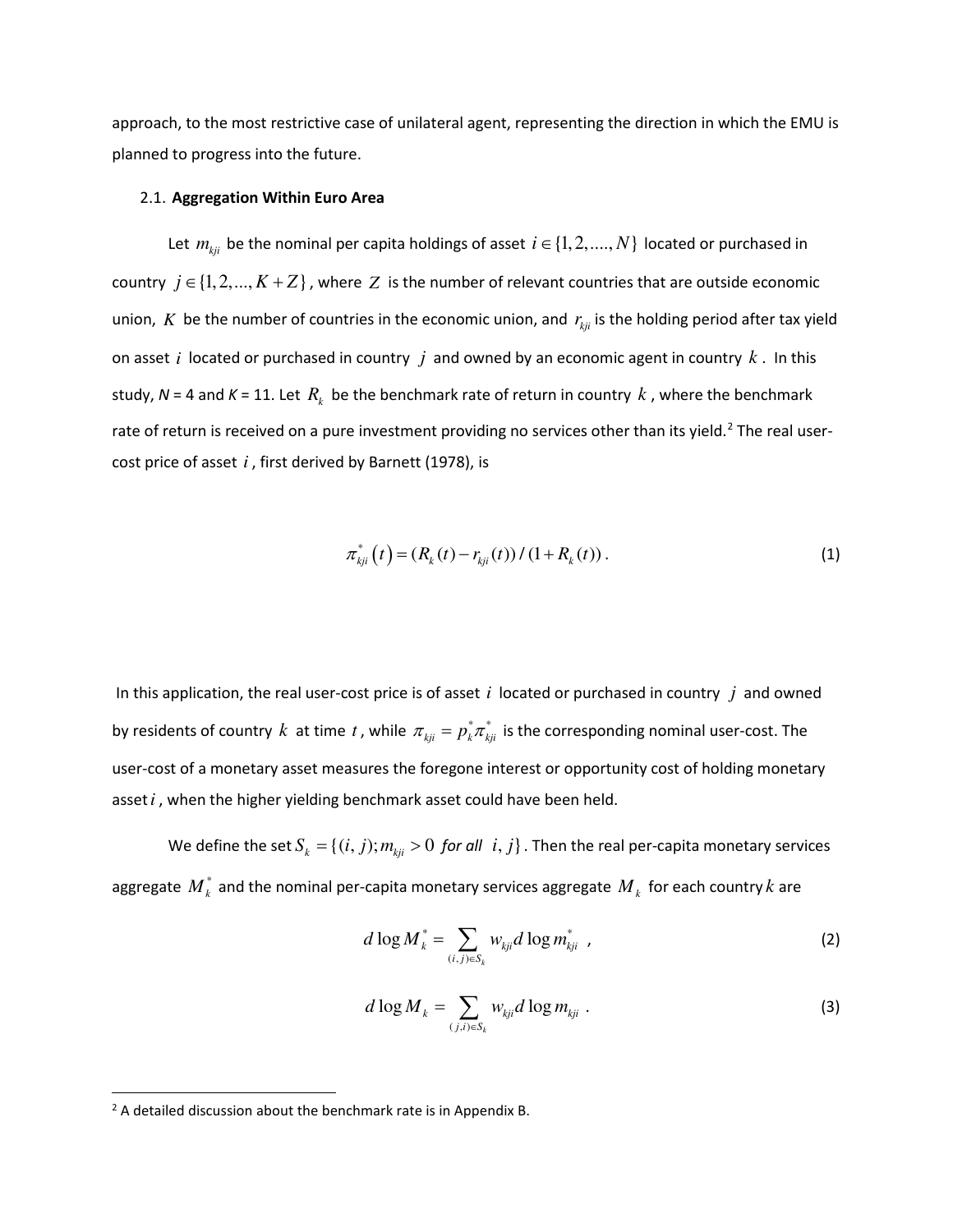approach, to the most restrictive case of unilateral agent, representing the direction in which the EMU is planned to progress into the future.

### 2.1. **Aggregation Within Euro Area**

Let $m_{kji}$ be the nominal per capita holdings of asset $i \in \{1, 2, ...., N\}$ located or purchased in country $j \in \{1, 2, ..., K+Z\}$, where $Z$ is the number of relevant countries that are outside economic union, $K$ be the number of countries in the economic union, and $r_{kji}$ is the holding period after tax yield on asset $i$ located or purchased in country $j$ and owned by an economic agent in country $k$. In this study, *N* = 4 and *K* = 11. Let $R_k$ be the benchmark rate of return in country $k$, where the benchmark rate of return is received on a pure investment providing no services other than its yield.[2] The real user-cost price of asset $i$, first derived by Barnett (1978), is

$$\pi^*_{kji}(t) = (R_k(t) - r_{kji}(t)) / (1 + R_k(t)) . \tag{1}$$

In this application, the real user-cost price is of asset $i$ located or purchased in country $j$ and owned by residents of country $k$ at time $t$, while $\pi_{kji} = p^*_k \pi^*_{kji}$ is the corresponding nominal user-cost. The user-cost of a monetary asset measures the foregone interest or opportunity cost of holding monetary asset $i$, when the higher yielding benchmark asset could have been held.

We define the set $S_k = \{(i, j); m_{kji} > 0$ *for all* $i, j\}$. Then the real per-capita monetary services aggregate $M^*_k$ and the nominal per-capita monetary services aggregate $M_k$ for each country $k$ are

$$d \log M^*_k = \sum_{(i,j) \in S_k} w_{kji} d \log m^*_{kji} \ , \tag{2}$$

$$d \log M_k = \sum_{(j,i) \in S_k} w_{kji} d \log m_{kji} \ . \tag{3}$$

[2] A detailed discussion about the benchmark rate is in Appendix B.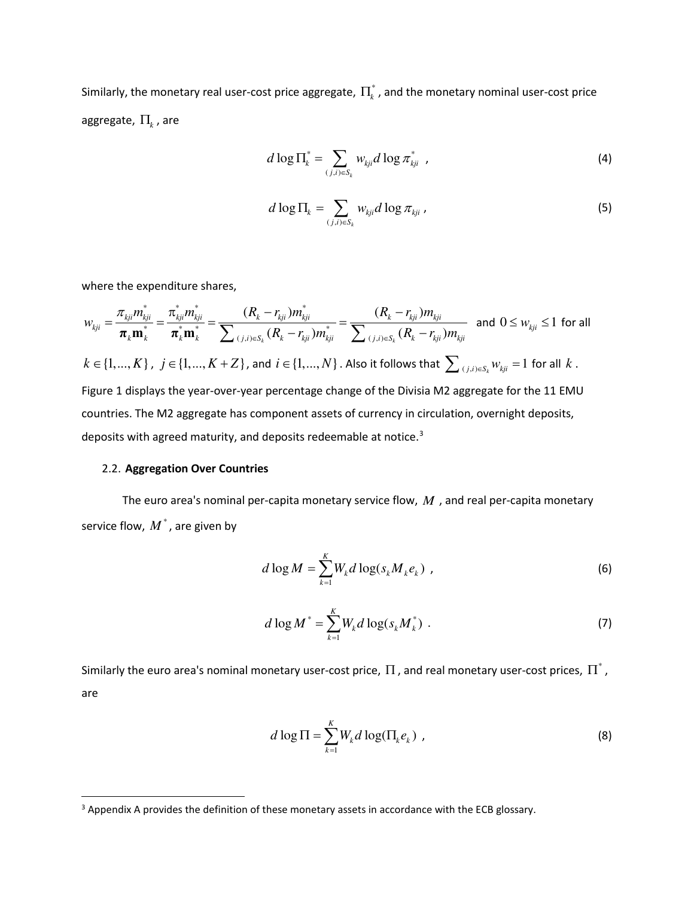Similarly, the monetary real user-cost price aggregate, $\Pi_k^*$, and the monetary nominal user-cost price aggregate, $\Pi_k$, are

$$d\log \Pi_k^* = \sum_{(j,i)\in S_k} w_{kji} d\log \pi_{kji}^* \ , \tag{4}$$

$$d\log \Pi_k = \sum_{(j,i)\in S_k} w_{kji} d\log \pi_{kji} \ , \tag{5}$$

where the expenditure shares,

$$w_{kji} = \frac{\pi_{kji} m_{kji}^*}{\boldsymbol{\pi}_k \mathbf{m}_k^*} = \frac{\pi_{kji}^* m_{kji}^*}{\boldsymbol{\pi}_k^* \mathbf{m}_k^*} = \frac{(R_k - r_{kji}) m_{kji}^*}{\sum_{(j,i)\in S_k} (R_k - r_{kji}) m_{kji}^*} = \frac{(R_k - r_{kji}) m_{kji}}{\sum_{(j,i)\in S_k} (R_k - r_{kji}) m_{kji}}$$

and $0 \le w_{kji} \le 1$ for all $k \in \{1,...,K\}$, $j \in \{1,...,K+Z\}$, and $i \in \{1,...,N\}$. Also it follows that $\sum_{(j,i)\in S_k} w_{kji} = 1$ for all $k$.

Figure 1 displays the year-over-year percentage change of the Divisia M2 aggregate for the 11 EMU countries. The M2 aggregate has component assets of currency in circulation, overnight deposits, deposits with agreed maturity, and deposits redeemable at notice.[3]

## 2.2. **Aggregation Over Countries**

The euro area's nominal per-capita monetary service flow, $M$, and real per-capita monetary service flow, $M^*$, are given by

$$d\log M = \sum_{k=1}^{K} W_k d\log(s_k M_k e_k) \ , \tag{6}$$

$$d\log M^* = \sum_{k=1}^{K} W_k d\log(s_k M_k^*) \ . \tag{7}$$

Similarly the euro area's nominal monetary user-cost price, $\Pi$, and real monetary user-cost prices, $\Pi^*$, are

$$d\log \Pi = \sum_{k=1}^{K} W_k d\log(\Pi_k e_k) \ , \tag{8}$$

[3] Appendix A provides the definition of these monetary assets in accordance with the ECB glossary.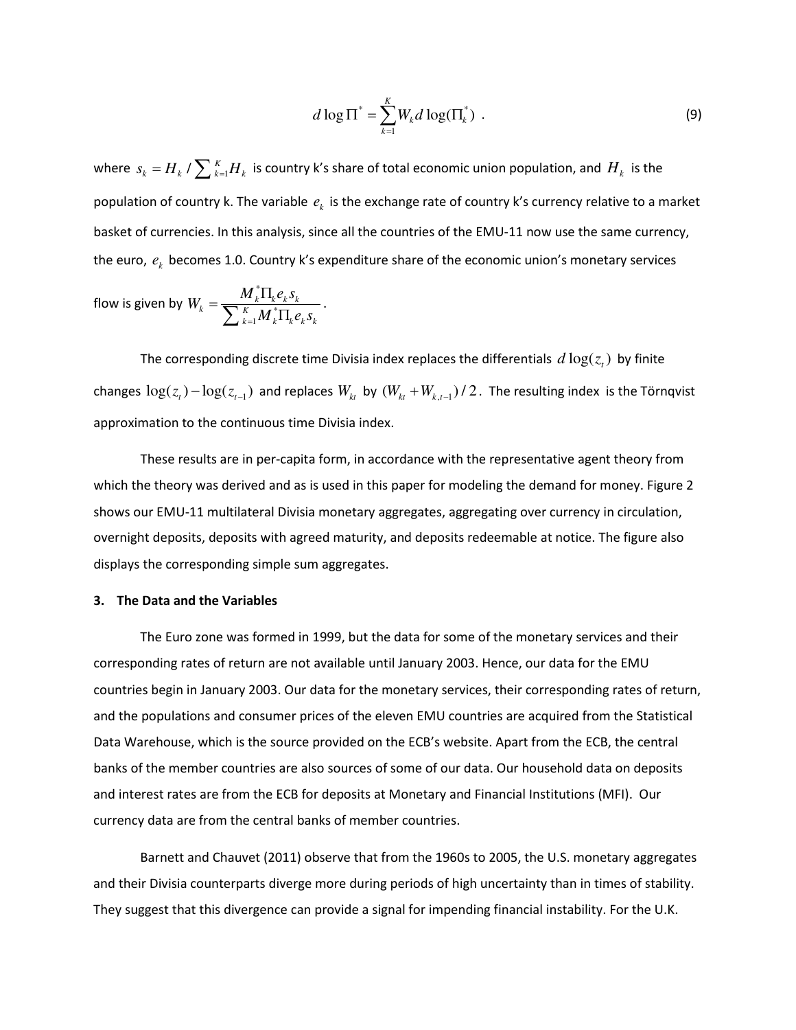$$d\log\Pi^* = \sum_{k=1}^{K} W_k d\log(\Pi_k^*) \ . \tag{9}$$

where $s_k = H_k / \sum_{k=1}^{K} H_k$ is country k's share of total economic union population, and $H_k$ is the population of country k. The variable $e_k$ is the exchange rate of country k's currency relative to a market basket of currencies. In this analysis, since all the countries of the EMU-11 now use the same currency, the euro, $e_k$ becomes 1.0. Country k's expenditure share of the economic union's monetary services flow is given by $W_k = \dfrac{M_k^* \Pi_k e_k s_k}{\sum_{k=1}^{K} M_k^* \Pi_k e_k s_k}$.

The corresponding discrete time Divisia index replaces the differentials $d\log(z_t)$ by finite changes $\log(z_t) - \log(z_{t-1})$ and replaces $W_{kt}$ by $(W_{kt} + W_{k,t-1})/2$. The resulting index is the Törnqvist approximation to the continuous time Divisia index.

These results are in per-capita form, in accordance with the representative agent theory from which the theory was derived and as is used in this paper for modeling the demand for money. Figure 2 shows our EMU-11 multilateral Divisia monetary aggregates, aggregating over currency in circulation, overnight deposits, deposits with agreed maturity, and deposits redeemable at notice. The figure also displays the corresponding simple sum aggregates.

## 3. The Data and the Variables

The Euro zone was formed in 1999, but the data for some of the monetary services and their corresponding rates of return are not available until January 2003. Hence, our data for the EMU countries begin in January 2003. Our data for the monetary services, their corresponding rates of return, and the populations and consumer prices of the eleven EMU countries are acquired from the Statistical Data Warehouse, which is the source provided on the ECB's website. Apart from the ECB, the central banks of the member countries are also sources of some of our data. Our household data on deposits and interest rates are from the ECB for deposits at Monetary and Financial Institutions (MFI). Our currency data are from the central banks of member countries.

Barnett and Chauvet (2011) observe that from the 1960s to 2005, the U.S. monetary aggregates and their Divisia counterparts diverge more during periods of high uncertainty than in times of stability. They suggest that this divergence can provide a signal for impending financial instability. For the U.K.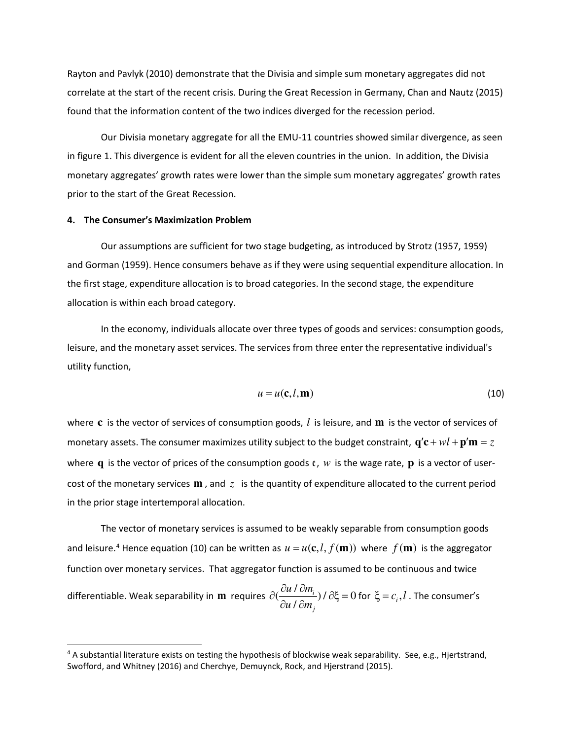Rayton and Pavlyk (2010) demonstrate that the Divisia and simple sum monetary aggregates did not correlate at the start of the recent crisis. During the Great Recession in Germany, Chan and Nautz (2015) found that the information content of the two indices diverged for the recession period.

Our Divisia monetary aggregate for all the EMU-11 countries showed similar divergence, as seen in figure 1. This divergence is evident for all the eleven countries in the union. In addition, the Divisia monetary aggregates' growth rates were lower than the simple sum monetary aggregates' growth rates prior to the start of the Great Recession.

## 4. The Consumer's Maximization Problem

Our assumptions are sufficient for two stage budgeting, as introduced by Strotz (1957, 1959) and Gorman (1959). Hence consumers behave as if they were using sequential expenditure allocation. In the first stage, expenditure allocation is to broad categories. In the second stage, the expenditure allocation is within each broad category.

In the economy, individuals allocate over three types of goods and services: consumption goods, leisure, and the monetary asset services. The services from three enter the representative individual's utility function,

$$u = u(\mathbf{c}, l, \mathbf{m}) \tag{10}$$

where $\mathbf{c}$ is the vector of services of consumption goods, $l$ is leisure, and $\mathbf{m}$ is the vector of services of monetary assets. The consumer maximizes utility subject to the budget constraint, $\mathbf{q}'\mathbf{c} + wl + \mathbf{p}'\mathbf{m} = z$ where $\mathbf{q}$ is the vector of prices of the consumption goods $\mathbf{c}$, $w$ is the wage rate, $\mathbf{p}$ is a vector of user-cost of the monetary services $\mathbf{m}$, and $z$ is the quantity of expenditure allocated to the current period in the prior stage intertemporal allocation.

The vector of monetary services is assumed to be weakly separable from consumption goods and leisure.[4] Hence equation (10) can be written as $u = u(\mathbf{c}, l, f(\mathbf{m}))$ where $f(\mathbf{m})$ is the aggregator function over monetary services. That aggregator function is assumed to be continuous and twice differentiable. Weak separability in $\mathbf{m}$ requires $\partial(\frac{\partial u / \partial m_i}{\partial u / \partial m_j}) / \partial \xi = 0$ for $\xi = c_i, l$. The consumer's

[4] A substantial literature exists on testing the hypothesis of blockwise weak separability. See, e.g., Hjertstrand, Swofford, and Whitney (2016) and Cherchye, Demuynck, Rock, and Hjerstrand (2015).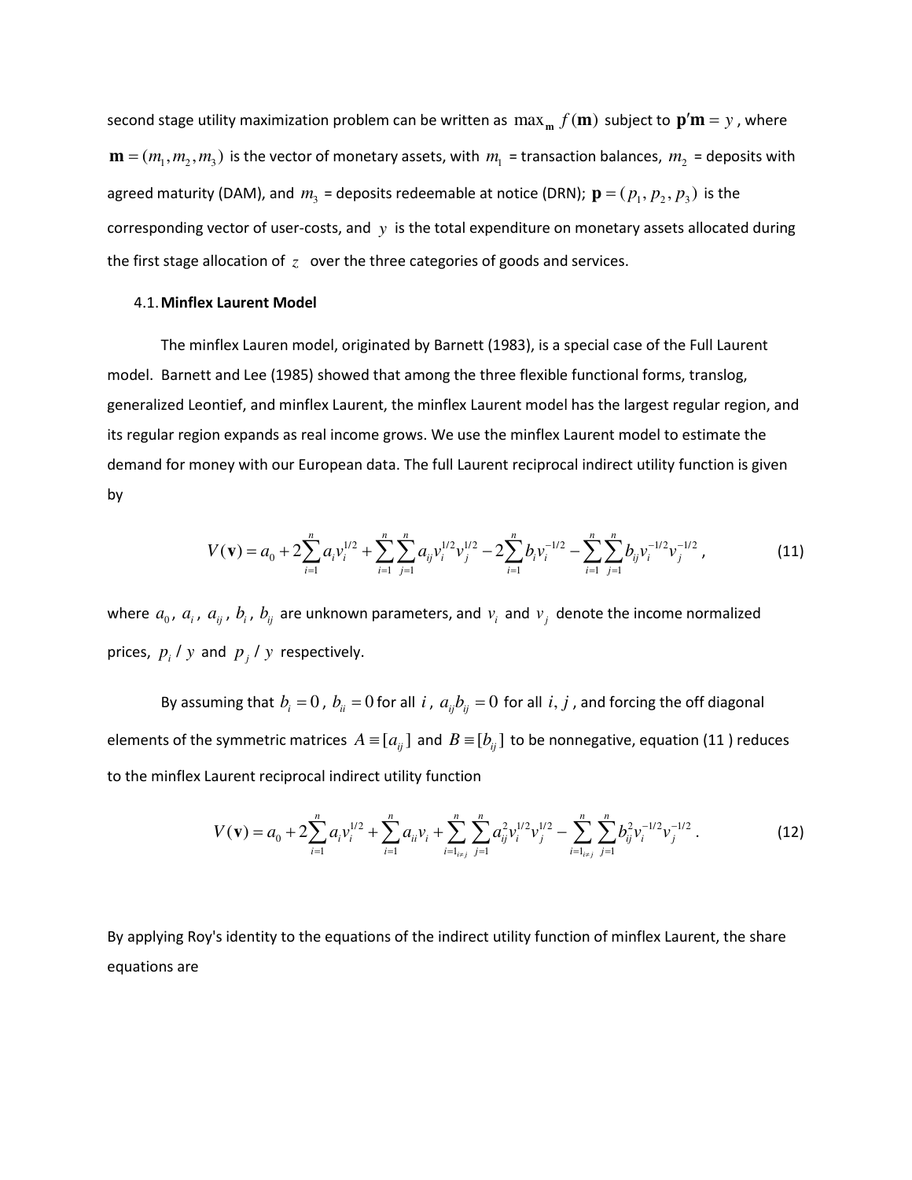second stage utility maximization problem can be written as $\max_{\mathbf{m}} f(\mathbf{m})$ subject to $\mathbf{p}'\mathbf{m} = y$, where $\mathbf{m} = (m_1, m_2, m_3)$ is the vector of monetary assets, with $m_1$ = transaction balances, $m_2$ = deposits with agreed maturity (DAM), and $m_3$ = deposits redeemable at notice (DRN); $\mathbf{p} = (p_1, p_2, p_3)$ is the corresponding vector of user-costs, and $y$ is the total expenditure on monetary assets allocated during the first stage allocation of $z$ over the three categories of goods and services.

### 4.1. Minflex Laurent Model

The minflex Lauren model, originated by Barnett (1983), is a special case of the Full Laurent model. Barnett and Lee (1985) showed that among the three flexible functional forms, translog, generalized Leontief, and minflex Laurent, the minflex Laurent model has the largest regular region, and its regular region expands as real income grows. We use the minflex Laurent model to estimate the demand for money with our European data. The full Laurent reciprocal indirect utility function is given by

$$V(\mathbf{v}) = a_0 + 2\sum_{i=1}^{n} a_i v_i^{1/2} + \sum_{i=1}^{n}\sum_{j=1}^{n} a_{ij} v_i^{1/2} v_j^{1/2} - 2\sum_{i=1}^{n} b_i v_i^{-1/2} - \sum_{i=1}^{n}\sum_{j=1}^{n} b_{ij} v_i^{-1/2} v_j^{-1/2}, \tag{11}$$

where $a_0$, $a_i$, $a_{ij}$, $b_i$, $b_{ij}$ are unknown parameters, and $v_i$ and $v_j$ denote the income normalized prices, $p_i / y$ and $p_j / y$ respectively.

By assuming that $b_i = 0$, $b_{ii} = 0$ for all $i$, $a_{ij} b_{ij} = 0$ for all $i, j$, and forcing the off diagonal elements of the symmetric matrices $A \equiv [a_{ij}]$ and $B \equiv [b_{ij}]$ to be nonnegative, equation (11 ) reduces to the minflex Laurent reciprocal indirect utility function

$$V(\mathbf{v}) = a_0 + 2\sum_{i=1}^{n} a_i v_i^{1/2} + \sum_{i=1}^{n} a_{ii} v_i + \sum_{i=1_{i \neq j}}^{n}\sum_{j=1}^{n} a_{ij}^2 v_i^{1/2} v_j^{1/2} - \sum_{i=1_{i \neq j}}^{n}\sum_{j=1}^{n} b_{ij}^2 v_i^{-1/2} v_j^{-1/2}. \tag{12}$$

By applying Roy's identity to the equations of the indirect utility function of minflex Laurent, the share equations are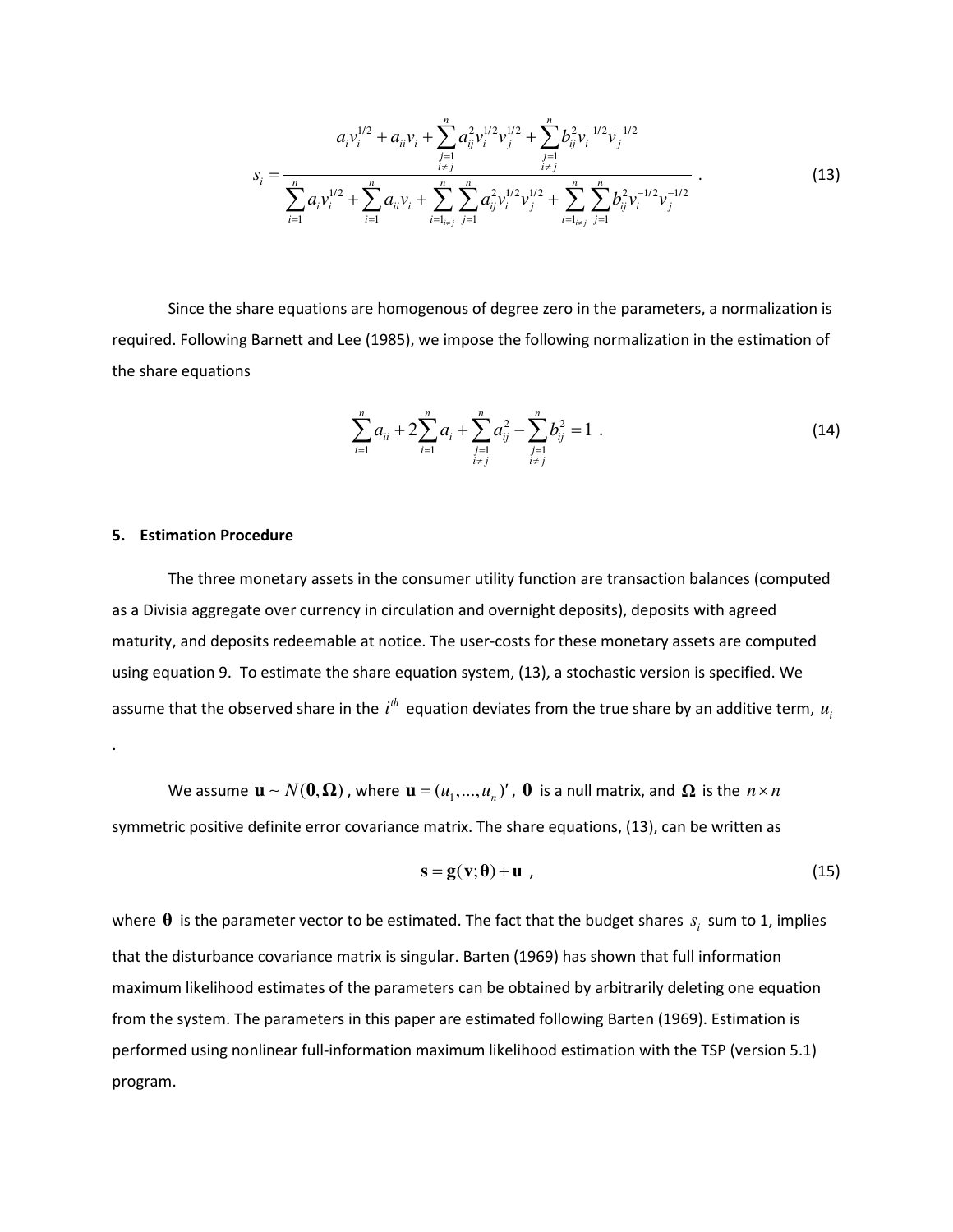$$s_i = \frac{a_i v_i^{1/2} + a_{ii} v_i + \sum_{\substack{j=1 \\ i \neq j}}^{n} a_{ij}^2 v_i^{1/2} v_j^{1/2} + \sum_{\substack{j=1 \\ i \neq j}}^{n} b_{ij}^2 v_i^{-1/2} v_j^{-1/2}}{\sum_{i=1}^{n} a_i v_i^{1/2} + \sum_{i=1}^{n} a_{ii} v_i + \sum_{i=1_{i \neq j}}^{n} \sum_{j=1}^{n} a_{ij}^2 v_i^{1/2} v_j^{1/2} + \sum_{i=1_{i \neq j}}^{n} \sum_{j=1}^{n} b_{ij}^2 v_i^{-1/2} v_j^{-1/2}} \quad . \tag{13}$$

Since the share equations are homogenous of degree zero in the parameters, a normalization is required. Following Barnett and Lee (1985), we impose the following normalization in the estimation of the share equations

$$\sum_{i=1}^{n} a_{ii} + 2\sum_{i=1}^{n} a_i + \sum_{\substack{j=1 \\ i \neq j}}^{n} a_{ij}^2 - \sum_{\substack{j=1 \\ i \neq j}}^{n} b_{ij}^2 = 1 \ . \tag{14}$$

## 5. Estimation Procedure

The three monetary assets in the consumer utility function are transaction balances (computed as a Divisia aggregate over currency in circulation and overnight deposits), deposits with agreed maturity, and deposits redeemable at notice. The user-costs for these monetary assets are computed using equation 9. To estimate the share equation system, (13), a stochastic version is specified. We assume that the observed share in the $i^{th}$ equation deviates from the true share by an additive term, $u_i$ .

We assume $\mathbf{u} \sim N(\mathbf{0}, \mathbf{\Omega})$, where $\mathbf{u} = (u_1, ..., u_n)'$, $\mathbf{0}$ is a null matrix, and $\mathbf{\Omega}$ is the $n \times n$ symmetric positive definite error covariance matrix. The share equations, (13), can be written as

$$\mathbf{s} = \mathbf{g}(\mathbf{v}; \mathbf{\theta}) + \mathbf{u} \ , \tag{15}$$

where $\mathbf{\theta}$ is the parameter vector to be estimated. The fact that the budget shares $s_i$ sum to 1, implies that the disturbance covariance matrix is singular. Barten (1969) has shown that full information maximum likelihood estimates of the parameters can be obtained by arbitrarily deleting one equation from the system. The parameters in this paper are estimated following Barten (1969). Estimation is performed using nonlinear full-information maximum likelihood estimation with the TSP (version 5.1) program.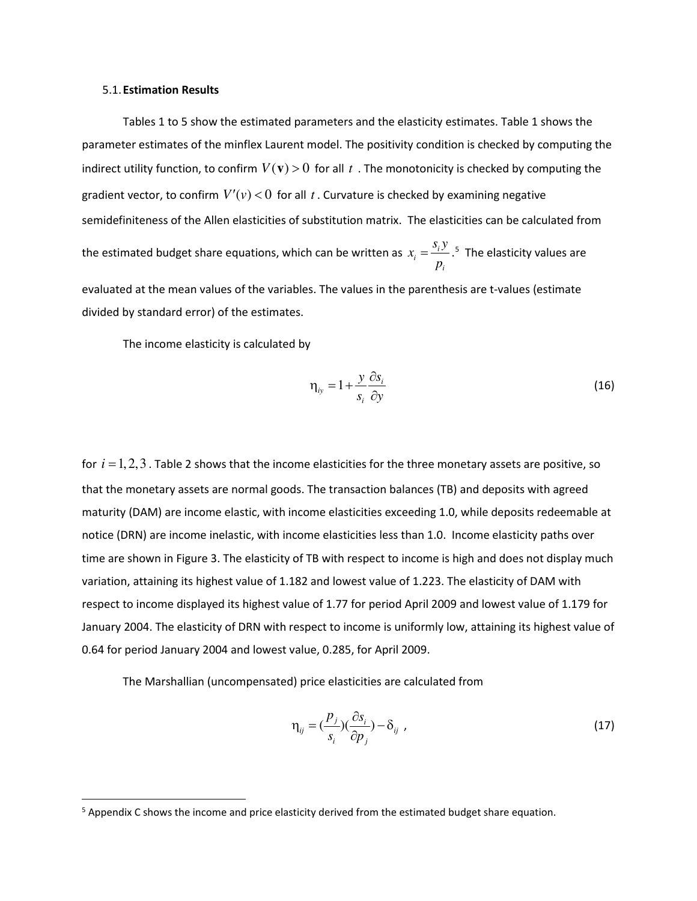### 5.1. **Estimation Results**

Tables 1 to 5 show the estimated parameters and the elasticity estimates. Table 1 shows the parameter estimates of the minflex Laurent model. The positivity condition is checked by computing the indirect utility function, to confirm $V(\mathbf{v}) > 0$ for all $t$. The monotonicity is checked by computing the gradient vector, to confirm $V'(v) < 0$ for all $t$. Curvature is checked by examining negative semidefiniteness of the Allen elasticities of substitution matrix. The elasticities can be calculated from the estimated budget share equations, which can be written as $x_i = \frac{s_i y}{p_i}$.[5] The elasticity values are evaluated at the mean values of the variables. The values in the parenthesis are t-values (estimate divided by standard error) of the estimates.

The income elasticity is calculated by

$$\eta_{iy} = 1 + \frac{y}{s_i}\frac{\partial s_i}{\partial y} \tag{16}$$

for $i = 1, 2, 3$. Table 2 shows that the income elasticities for the three monetary assets are positive, so that the monetary assets are normal goods. The transaction balances (TB) and deposits with agreed maturity (DAM) are income elastic, with income elasticities exceeding 1.0, while deposits redeemable at notice (DRN) are income inelastic, with income elasticities less than 1.0. Income elasticity paths over time are shown in Figure 3. The elasticity of TB with respect to income is high and does not display much variation, attaining its highest value of 1.182 and lowest value of 1.223. The elasticity of DAM with respect to income displayed its highest value of 1.77 for period April 2009 and lowest value of 1.179 for January 2004. The elasticity of DRN with respect to income is uniformly low, attaining its highest value of 0.64 for period January 2004 and lowest value, 0.285, for April 2009.

The Marshallian (uncompensated) price elasticities are calculated from

$$\eta_{ij} = \left(\frac{p_j}{s_i}\right)\left(\frac{\partial s_i}{\partial p_j}\right) - \delta_{ij} \,, \tag{17}$$

---

[5] Appendix C shows the income and price elasticity derived from the estimated budget share equation.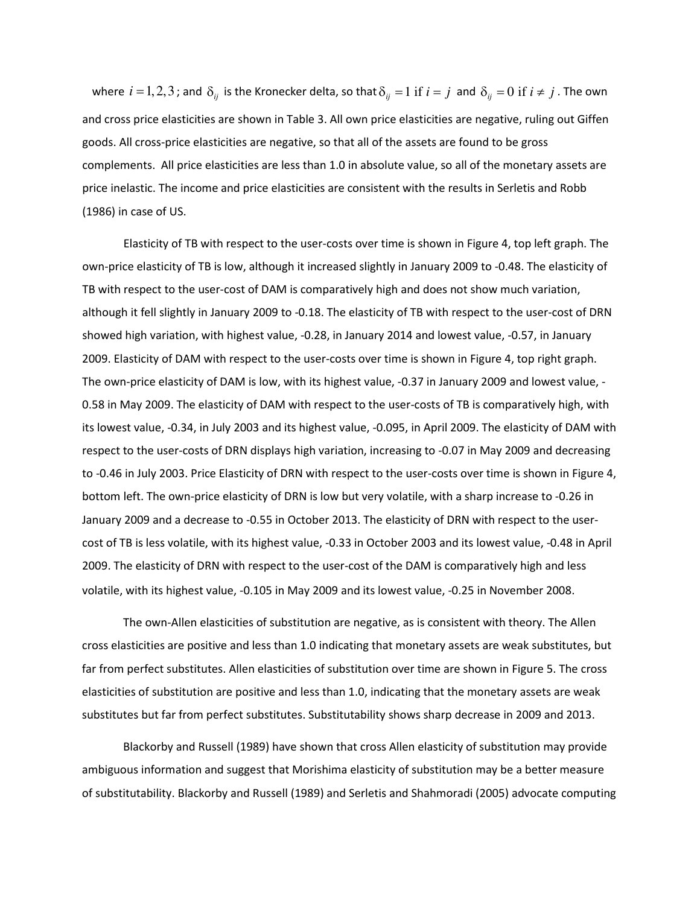where $i = 1, 2, 3$; and $\delta_{ij}$ is the Kronecker delta, so that $\delta_{ij} = 1$ if $i = j$ and $\delta_{ij} = 0$ if $i \neq j$. The own and cross price elasticities are shown in Table 3. All own price elasticities are negative, ruling out Giffen goods. All cross-price elasticities are negative, so that all of the assets are found to be gross complements. All price elasticities are less than 1.0 in absolute value, so all of the monetary assets are price inelastic. The income and price elasticities are consistent with the results in Serletis and Robb (1986) in case of US.

Elasticity of TB with respect to the user-costs over time is shown in Figure 4, top left graph. The own-price elasticity of TB is low, although it increased slightly in January 2009 to -0.48. The elasticity of TB with respect to the user-cost of DAM is comparatively high and does not show much variation, although it fell slightly in January 2009 to -0.18. The elasticity of TB with respect to the user-cost of DRN showed high variation, with highest value, -0.28, in January 2014 and lowest value, -0.57, in January 2009. Elasticity of DAM with respect to the user-costs over time is shown in Figure 4, top right graph. The own-price elasticity of DAM is low, with its highest value, -0.37 in January 2009 and lowest value, -0.58 in May 2009. The elasticity of DAM with respect to the user-costs of TB is comparatively high, with its lowest value, -0.34, in July 2003 and its highest value, -0.095, in April 2009. The elasticity of DAM with respect to the user-costs of DRN displays high variation, increasing to -0.07 in May 2009 and decreasing to -0.46 in July 2003. Price Elasticity of DRN with respect to the user-costs over time is shown in Figure 4, bottom left. The own-price elasticity of DRN is low but very volatile, with a sharp increase to -0.26 in January 2009 and a decrease to -0.55 in October 2013. The elasticity of DRN with respect to the user-cost of TB is less volatile, with its highest value, -0.33 in October 2003 and its lowest value, -0.48 in April 2009. The elasticity of DRN with respect to the user-cost of the DAM is comparatively high and less volatile, with its highest value, -0.105 in May 2009 and its lowest value, -0.25 in November 2008.

The own-Allen elasticities of substitution are negative, as is consistent with theory. The Allen cross elasticities are positive and less than 1.0 indicating that monetary assets are weak substitutes, but far from perfect substitutes. Allen elasticities of substitution over time are shown in Figure 5. The cross elasticities of substitution are positive and less than 1.0, indicating that the monetary assets are weak substitutes but far from perfect substitutes. Substitutability shows sharp decrease in 2009 and 2013.

Blackorby and Russell (1989) have shown that cross Allen elasticity of substitution may provide ambiguous information and suggest that Morishima elasticity of substitution may be a better measure of substitutability. Blackorby and Russell (1989) and Serletis and Shahmoradi (2005) advocate computing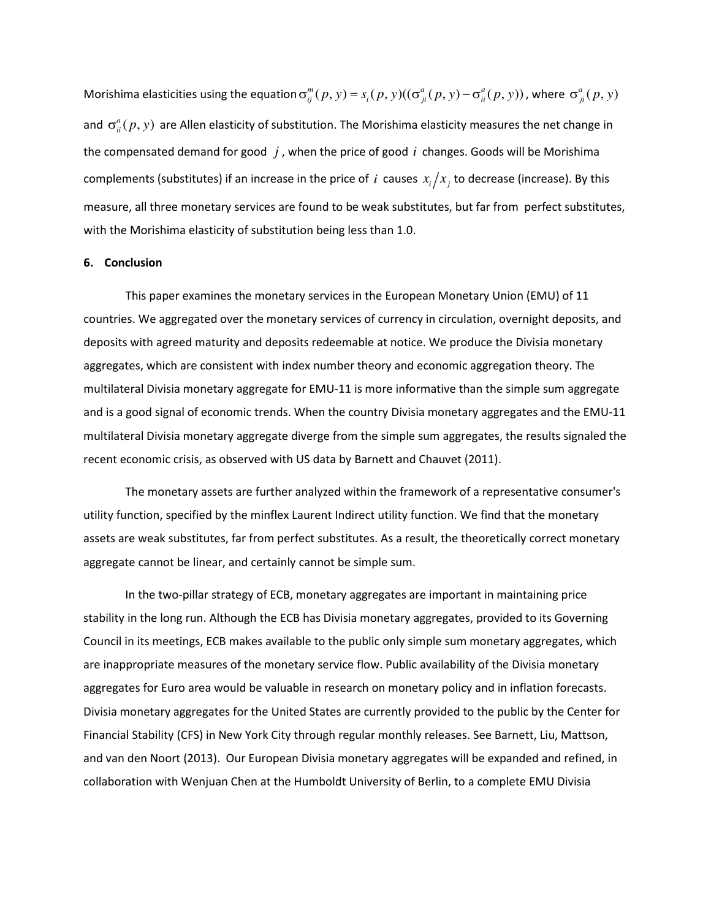Morishima elasticities using the equation $\sigma_{ij}^{m}(p,y) = s_i(p,y)((\sigma_{ji}^{a}(p,y) - \sigma_{ii}^{a}(p,y))$, where $\sigma_{ji}^{a}(p,y)$ and $\sigma_{ii}^{a}(p,y)$ are Allen elasticity of substitution. The Morishima elasticity measures the net change in the compensated demand for good $j$, when the price of good $i$ changes. Goods will be Morishima complements (substitutes) if an increase in the price of $i$ causes $x_i/x_j$ to decrease (increase). By this measure, all three monetary services are found to be weak substitutes, but far from perfect substitutes, with the Morishima elasticity of substitution being less than 1.0.

## 6. Conclusion

This paper examines the monetary services in the European Monetary Union (EMU) of 11 countries. We aggregated over the monetary services of currency in circulation, overnight deposits, and deposits with agreed maturity and deposits redeemable at notice. We produce the Divisia monetary aggregates, which are consistent with index number theory and economic aggregation theory. The multilateral Divisia monetary aggregate for EMU-11 is more informative than the simple sum aggregate and is a good signal of economic trends. When the country Divisia monetary aggregates and the EMU-11 multilateral Divisia monetary aggregate diverge from the simple sum aggregates, the results signaled the recent economic crisis, as observed with US data by Barnett and Chauvet (2011).

The monetary assets are further analyzed within the framework of a representative consumer's utility function, specified by the minflex Laurent Indirect utility function. We find that the monetary assets are weak substitutes, far from perfect substitutes. As a result, the theoretically correct monetary aggregate cannot be linear, and certainly cannot be simple sum.

In the two-pillar strategy of ECB, monetary aggregates are important in maintaining price stability in the long run. Although the ECB has Divisia monetary aggregates, provided to its Governing Council in its meetings, ECB makes available to the public only simple sum monetary aggregates, which are inappropriate measures of the monetary service flow. Public availability of the Divisia monetary aggregates for Euro area would be valuable in research on monetary policy and in inflation forecasts. Divisia monetary aggregates for the United States are currently provided to the public by the Center for Financial Stability (CFS) in New York City through regular monthly releases. See Barnett, Liu, Mattson, and van den Noort (2013). Our European Divisia monetary aggregates will be expanded and refined, in collaboration with Wenjuan Chen at the Humboldt University of Berlin, to a complete EMU Divisia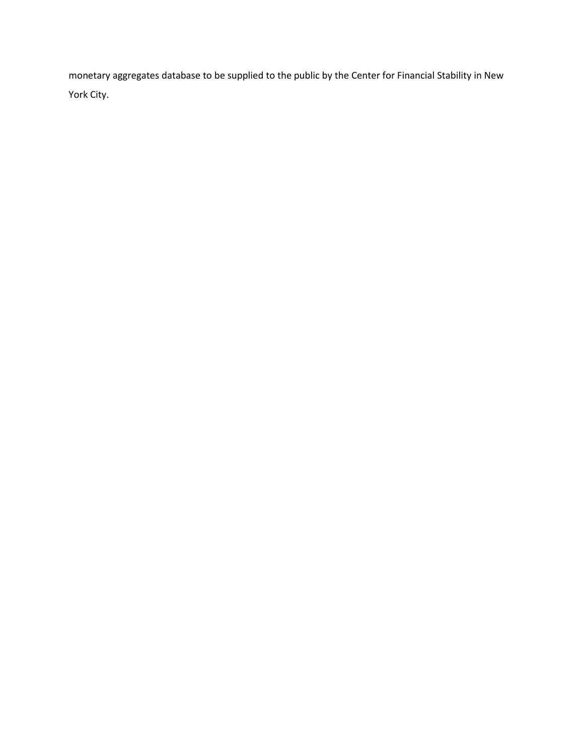monetary aggregates database to be supplied to the public by the Center for Financial Stability in New York City.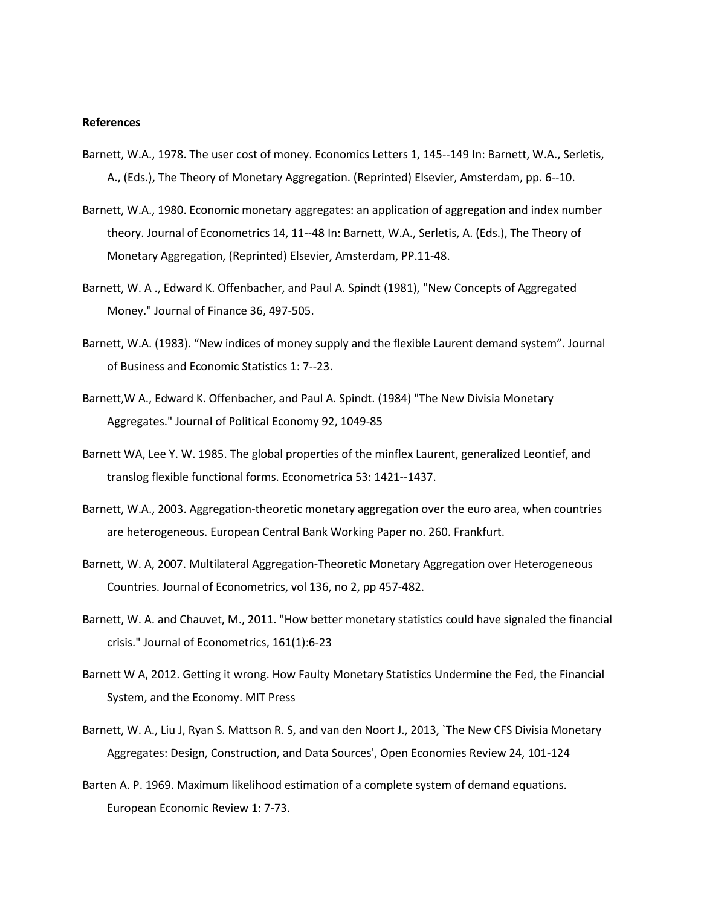**References**

Barnett, W.A., 1978. The user cost of money. Economics Letters 1, 145--149 In: Barnett, W.A., Serletis, A., (Eds.), The Theory of Monetary Aggregation. (Reprinted) Elsevier, Amsterdam, pp. 6--10.

Barnett, W.A., 1980. Economic monetary aggregates: an application of aggregation and index number theory. Journal of Econometrics 14, 11--48 In: Barnett, W.A., Serletis, A. (Eds.), The Theory of Monetary Aggregation, (Reprinted) Elsevier, Amsterdam, PP.11-48.

Barnett, W. A ., Edward K. Offenbacher, and Paul A. Spindt (1981), "New Concepts of Aggregated Money." Journal of Finance 36, 497-505.

Barnett, W.A. (1983). "New indices of money supply and the flexible Laurent demand system". Journal of Business and Economic Statistics 1: 7--23.

Barnett,W A., Edward K. Offenbacher, and Paul A. Spindt. (1984) "The New Divisia Monetary Aggregates." Journal of Political Economy 92, 1049-85

Barnett WA, Lee Y. W. 1985. The global properties of the minflex Laurent, generalized Leontief, and translog flexible functional forms. Econometrica 53: 1421--1437.

Barnett, W.A., 2003. Aggregation-theoretic monetary aggregation over the euro area, when countries are heterogeneous. European Central Bank Working Paper no. 260. Frankfurt.

Barnett, W. A, 2007. Multilateral Aggregation-Theoretic Monetary Aggregation over Heterogeneous Countries. Journal of Econometrics, vol 136, no 2, pp 457-482.

Barnett, W. A. and Chauvet, M., 2011. "How better monetary statistics could have signaled the financial crisis." Journal of Econometrics, 161(1):6-23

Barnett W A, 2012. Getting it wrong. How Faulty Monetary Statistics Undermine the Fed, the Financial System, and the Economy. MIT Press

Barnett, W. A., Liu J, Ryan S. Mattson R. S, and van den Noort J., 2013, `The New CFS Divisia Monetary Aggregates: Design, Construction, and Data Sources', Open Economies Review 24, 101-124

Barten A. P. 1969. Maximum likelihood estimation of a complete system of demand equations. European Economic Review 1: 7-73.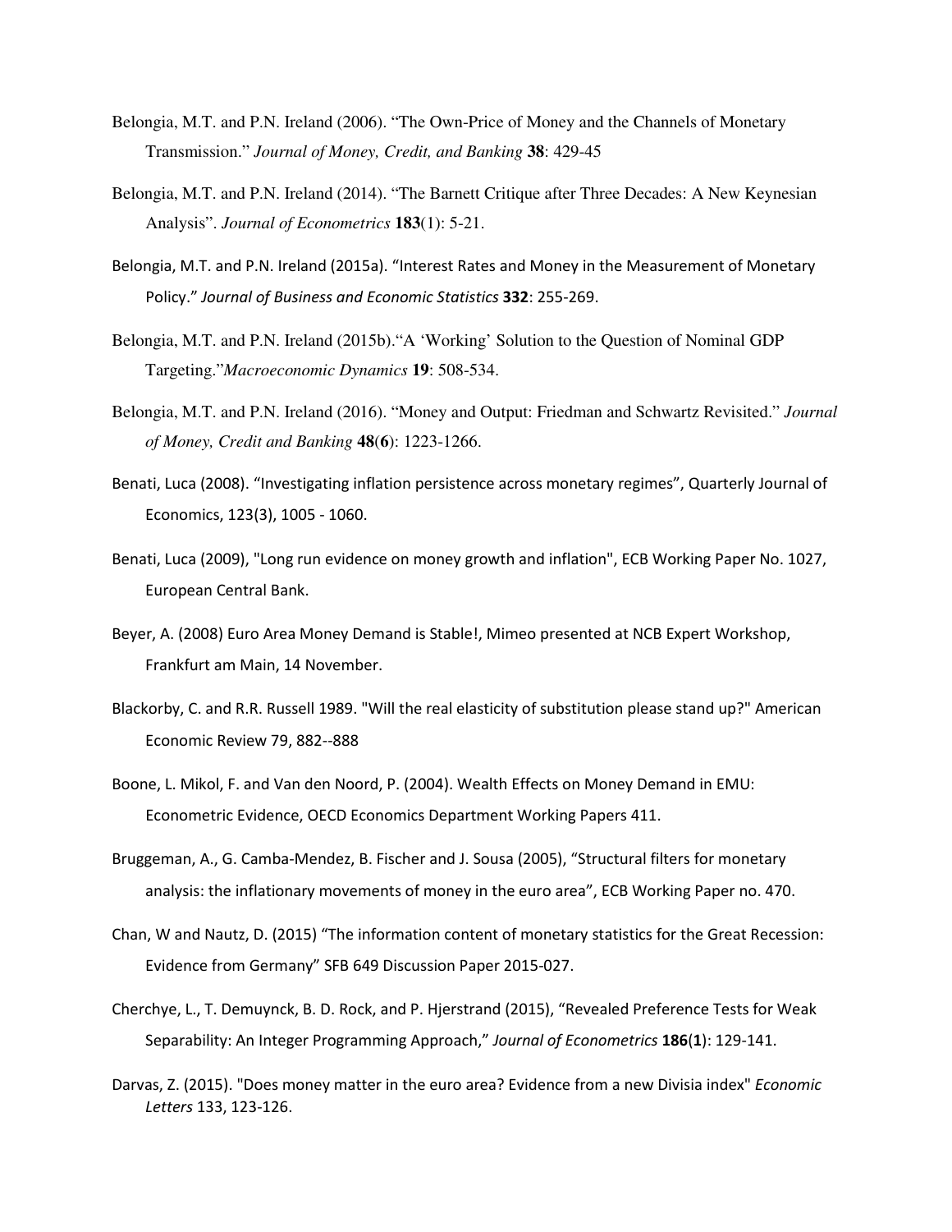Belongia, M.T. and P.N. Ireland (2006). "The Own-Price of Money and the Channels of Monetary Transmission." *Journal of Money, Credit, and Banking* **38**: 429-45

Belongia, M.T. and P.N. Ireland (2014). "The Barnett Critique after Three Decades: A New Keynesian Analysis". *Journal of Econometrics* **183**(1): 5-21.

Belongia, M.T. and P.N. Ireland (2015a). "Interest Rates and Money in the Measurement of Monetary Policy." *Journal of Business and Economic Statistics* **332**: 255-269.

Belongia, M.T. and P.N. Ireland (2015b)."A 'Working' Solution to the Question of Nominal GDP Targeting."*Macroeconomic Dynamics* **19**: 508-534.

Belongia, M.T. and P.N. Ireland (2016). "Money and Output: Friedman and Schwartz Revisited." *Journal of Money, Credit and Banking* **48**(**6**): 1223-1266.

Benati, Luca (2008). "Investigating inflation persistence across monetary regimes", Quarterly Journal of Economics, 123(3), 1005 - 1060.

Benati, Luca (2009), "Long run evidence on money growth and inflation", ECB Working Paper No. 1027, European Central Bank.

Beyer, A. (2008) Euro Area Money Demand is Stable!, Mimeo presented at NCB Expert Workshop, Frankfurt am Main, 14 November.

Blackorby, C. and R.R. Russell 1989. "Will the real elasticity of substitution please stand up?" American Economic Review 79, 882--888

Boone, L. Mikol, F. and Van den Noord, P. (2004). Wealth Effects on Money Demand in EMU: Econometric Evidence, OECD Economics Department Working Papers 411.

Bruggeman, A., G. Camba-Mendez, B. Fischer and J. Sousa (2005), "Structural filters for monetary analysis: the inflationary movements of money in the euro area", ECB Working Paper no. 470.

Chan, W and Nautz, D. (2015) "The information content of monetary statistics for the Great Recession: Evidence from Germany" SFB 649 Discussion Paper 2015-027.

Cherchye, L., T. Demuynck, B. D. Rock, and P. Hjerstrand (2015), "Revealed Preference Tests for Weak Separability: An Integer Programming Approach," *Journal of Econometrics* **186**(**1**): 129-141.

Darvas, Z. (2015). "Does money matter in the euro area? Evidence from a new Divisia index" *Economic Letters* 133, 123-126.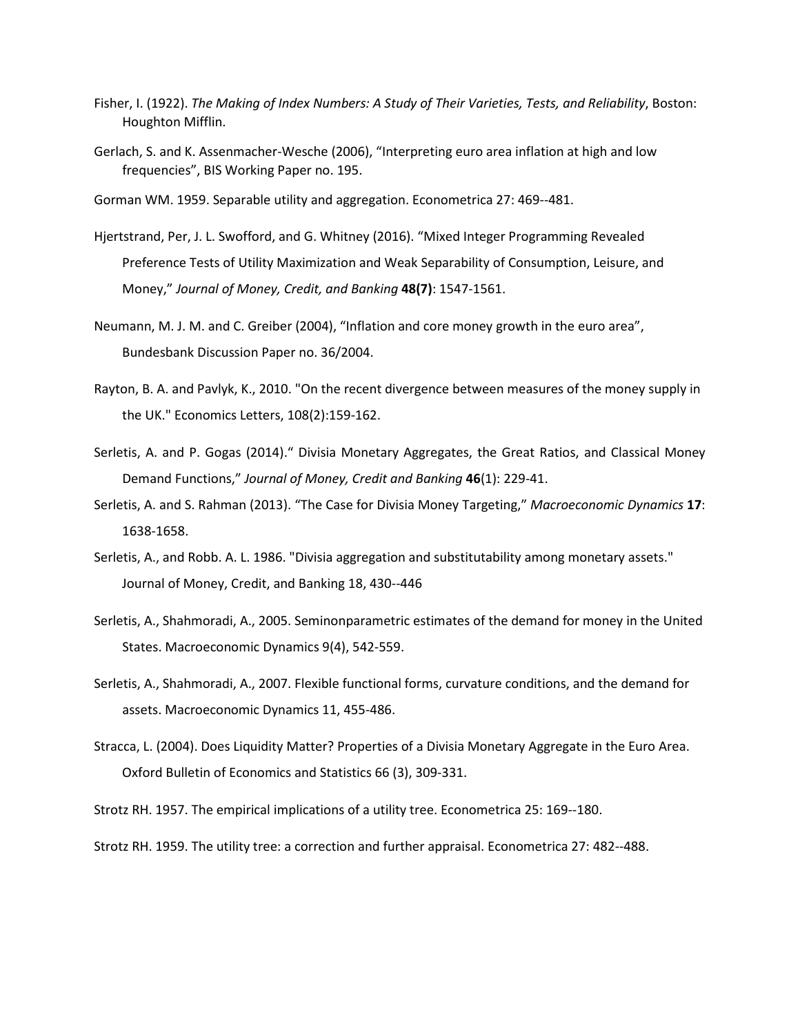Fisher, I. (1922). *The Making of Index Numbers: A Study of Their Varieties, Tests, and Reliability*, Boston: Houghton Mifflin.

Gerlach, S. and K. Assenmacher-Wesche (2006), "Interpreting euro area inflation at high and low frequencies", BIS Working Paper no. 195.

Gorman WM. 1959. Separable utility and aggregation. Econometrica 27: 469--481.

Hjertstrand, Per, J. L. Swofford, and G. Whitney (2016). "Mixed Integer Programming Revealed Preference Tests of Utility Maximization and Weak Separability of Consumption, Leisure, and Money," *Journal of Money, Credit, and Banking* **48(7)**: 1547-1561.

Neumann, M. J. M. and C. Greiber (2004), "Inflation and core money growth in the euro area", Bundesbank Discussion Paper no. 36/2004.

Rayton, B. A. and Pavlyk, K., 2010. "On the recent divergence between measures of the money supply in the UK." Economics Letters, 108(2):159-162.

Serletis, A. and P. Gogas (2014)." Divisia Monetary Aggregates, the Great Ratios, and Classical Money Demand Functions," *Journal of Money, Credit and Banking* **46**(1): 229-41.

Serletis, A. and S. Rahman (2013). "The Case for Divisia Money Targeting," *Macroeconomic Dynamics* **17**: 1638-1658.

Serletis, A., and Robb. A. L. 1986. "Divisia aggregation and substitutability among monetary assets." Journal of Money, Credit, and Banking 18, 430--446

Serletis, A., Shahmoradi, A., 2005. Seminonparametric estimates of the demand for money in the United States. Macroeconomic Dynamics 9(4), 542-559.

Serletis, A., Shahmoradi, A., 2007. Flexible functional forms, curvature conditions, and the demand for assets. Macroeconomic Dynamics 11, 455-486.

Stracca, L. (2004). Does Liquidity Matter? Properties of a Divisia Monetary Aggregate in the Euro Area. Oxford Bulletin of Economics and Statistics 66 (3), 309-331.

Strotz RH. 1957. The empirical implications of a utility tree. Econometrica 25: 169--180.

Strotz RH. 1959. The utility tree: a correction and further appraisal. Econometrica 27: 482--488.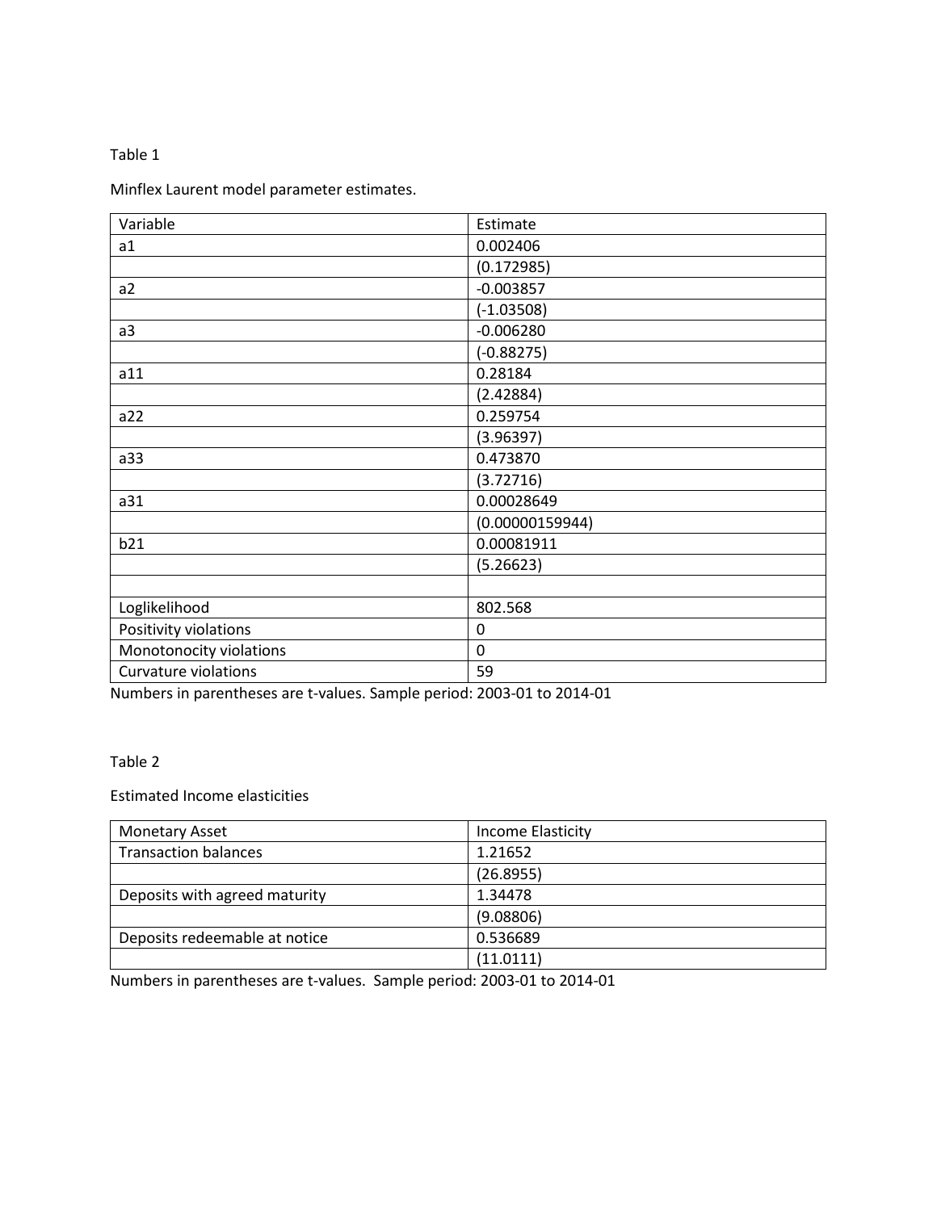Table 1

Minflex Laurent model parameter estimates.

| Variable | Estimate |
|---|---|
| a1 | 0.002406 |
| | (0.172985) |
| a2 | -0.003857 |
| | (-1.03508) |
| a3 | -0.006280 |
| | (-0.88275) |
| a11 | 0.28184 |
| | (2.42884) |
| a22 | 0.259754 |
| | (3.96397) |
| a33 | 0.473870 |
| | (3.72716) |
| a31 | 0.00028649 |
| | (0.00000159944) |
| b21 | 0.00081911 |
| | (5.26623) |
| | |
| Loglikelihood | 802.568 |
| Positivity violations | 0 |
| Monotonocity violations | 0 |
| Curvature violations | 59 |

Numbers in parentheses are t-values. Sample period: 2003-01 to 2014-01

Table 2

Estimated Income elasticities

| Monetary Asset | Income Elasticity |
|---|---|
| Transaction balances | 1.21652 |
| | (26.8955) |
| Deposits with agreed maturity | 1.34478 |
| | (9.08806) |
| Deposits redeemable at notice | 0.536689 |
| | (11.0111) |

Numbers in parentheses are t-values. Sample period: 2003-01 to 2014-01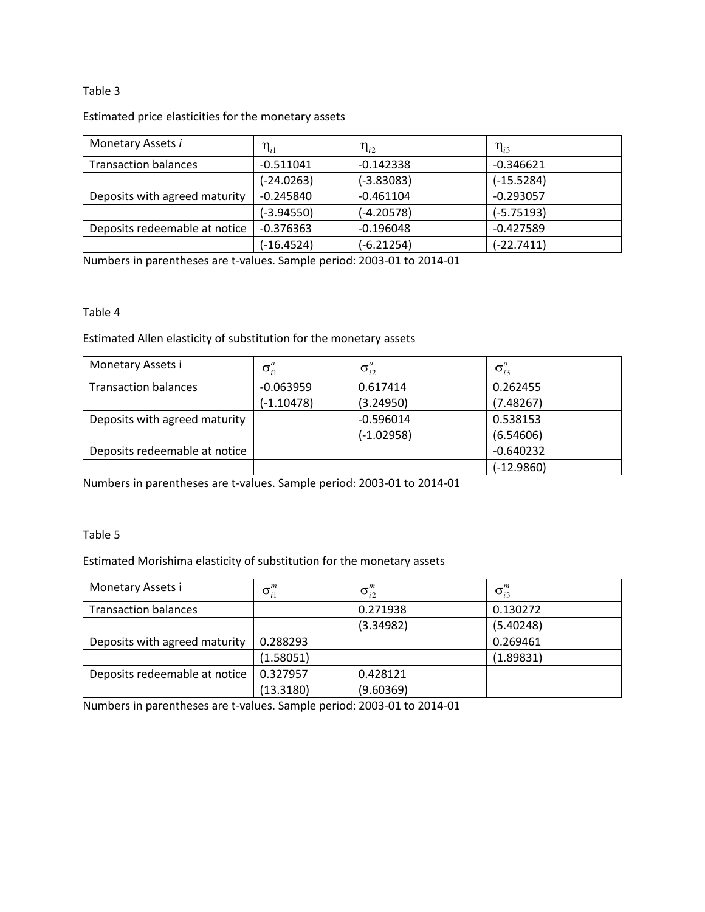Table 3

Estimated price elasticities for the monetary assets

| Monetary Assets *i* | $\eta_{i1}$ | $\eta_{i2}$ | $\eta_{i3}$ |
|---|---|---|---|
| Transaction balances | -0.511041 | -0.142338 | -0.346621 |
| | (-24.0263) | (-3.83083) | (-15.5284) |
| Deposits with agreed maturity | -0.245840 | -0.461104 | -0.293057 |
| | (-3.94550) | (-4.20578) | (-5.75193) |
| Deposits redeemable at notice | -0.376363 | -0.196048 | -0.427589 |
| | (-16.4524) | (-6.21254) | (-22.7411) |

Numbers in parentheses are t-values. Sample period: 2003-01 to 2014-01

Table 4

Estimated Allen elasticity of substitution for the monetary assets

| Monetary Assets i | $\sigma_{i1}^{a}$ | $\sigma_{i2}^{a}$ | $\sigma_{i3}^{a}$ |
|---|---|---|---|
| Transaction balances | -0.063959 | 0.617414 | 0.262455 |
| | (-1.10478) | (3.24950) | (7.48267) |
| Deposits with agreed maturity | | -0.596014 | 0.538153 |
| | | (-1.02958) | (6.54606) |
| Deposits redeemable at notice | | | -0.640232 |
| | | | (-12.9860) |

Numbers in parentheses are t-values. Sample period: 2003-01 to 2014-01

Table 5

Estimated Morishima elasticity of substitution for the monetary assets

| Monetary Assets i | $\sigma_{i1}^{m}$ | $\sigma_{i2}^{m}$ | $\sigma_{i3}^{m}$ |
|---|---|---|---|
| Transaction balances | | 0.271938 | 0.130272 |
| | | (3.34982) | (5.40248) |
| Deposits with agreed maturity | 0.288293 | | 0.269461 |
| | (1.58051) | | (1.89831) |
| Deposits redeemable at notice | 0.327957 | 0.428121 | |
| | (13.3180) | (9.60369) | |

Numbers in parentheses are t-values. Sample period: 2003-01 to 2014-01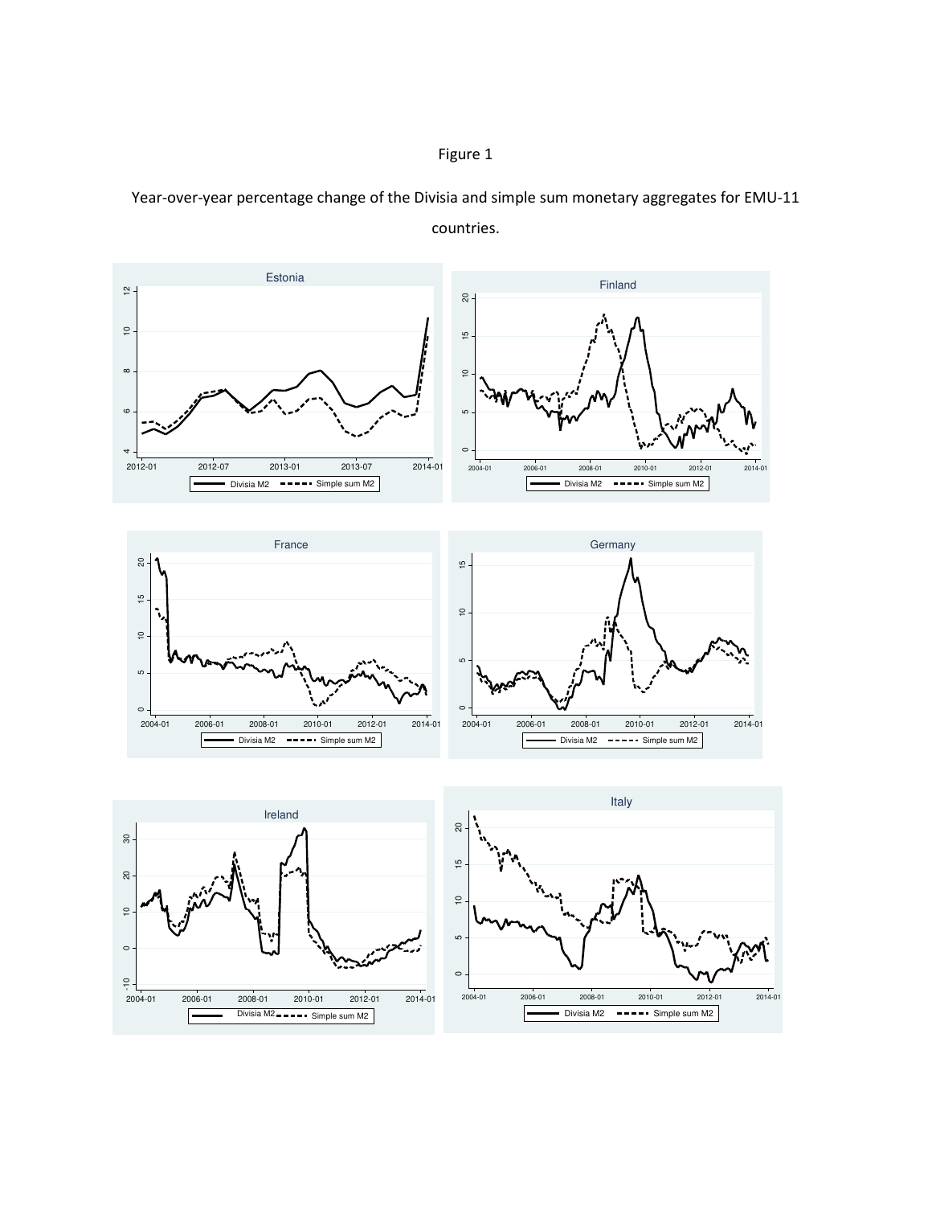Figure 1

Year-over-year percentage change of the Divisia and simple sum monetary aggregates for EMU-11 countries.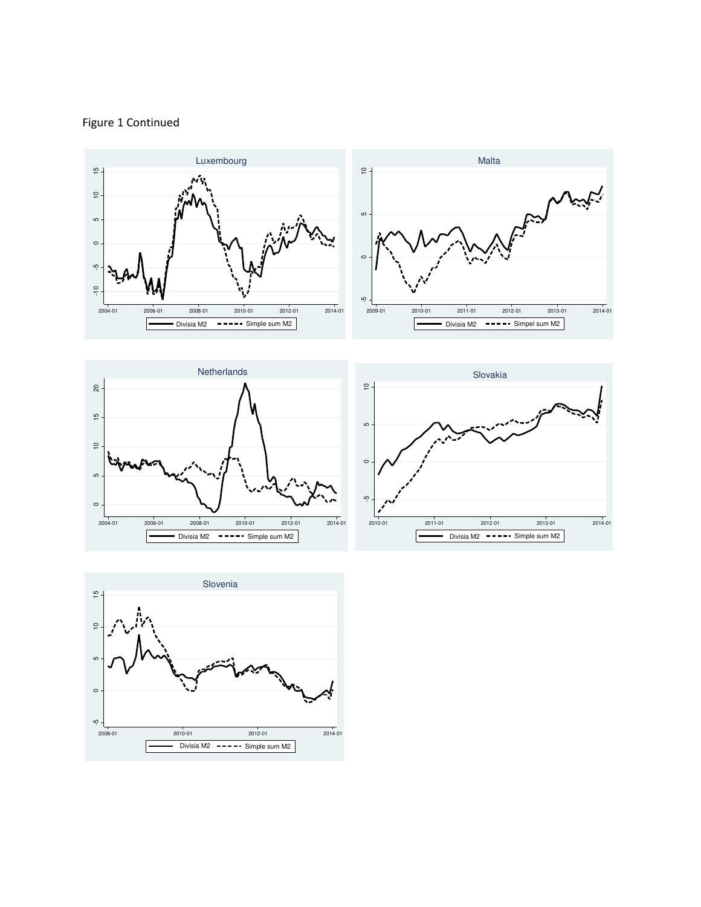Figure 1 Continued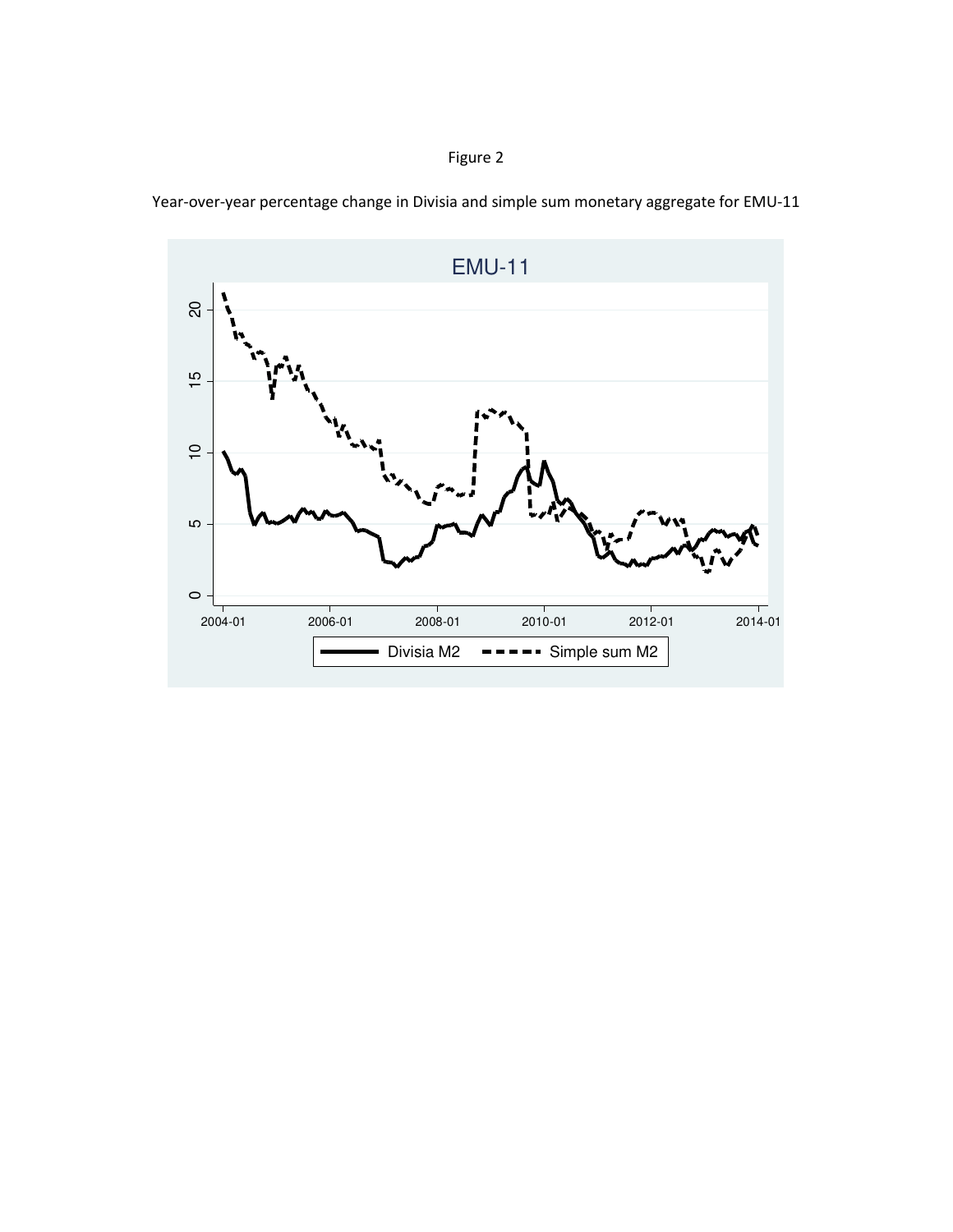Figure 2

Year-over-year percentage change in Divisia and simple sum monetary aggregate for EMU-11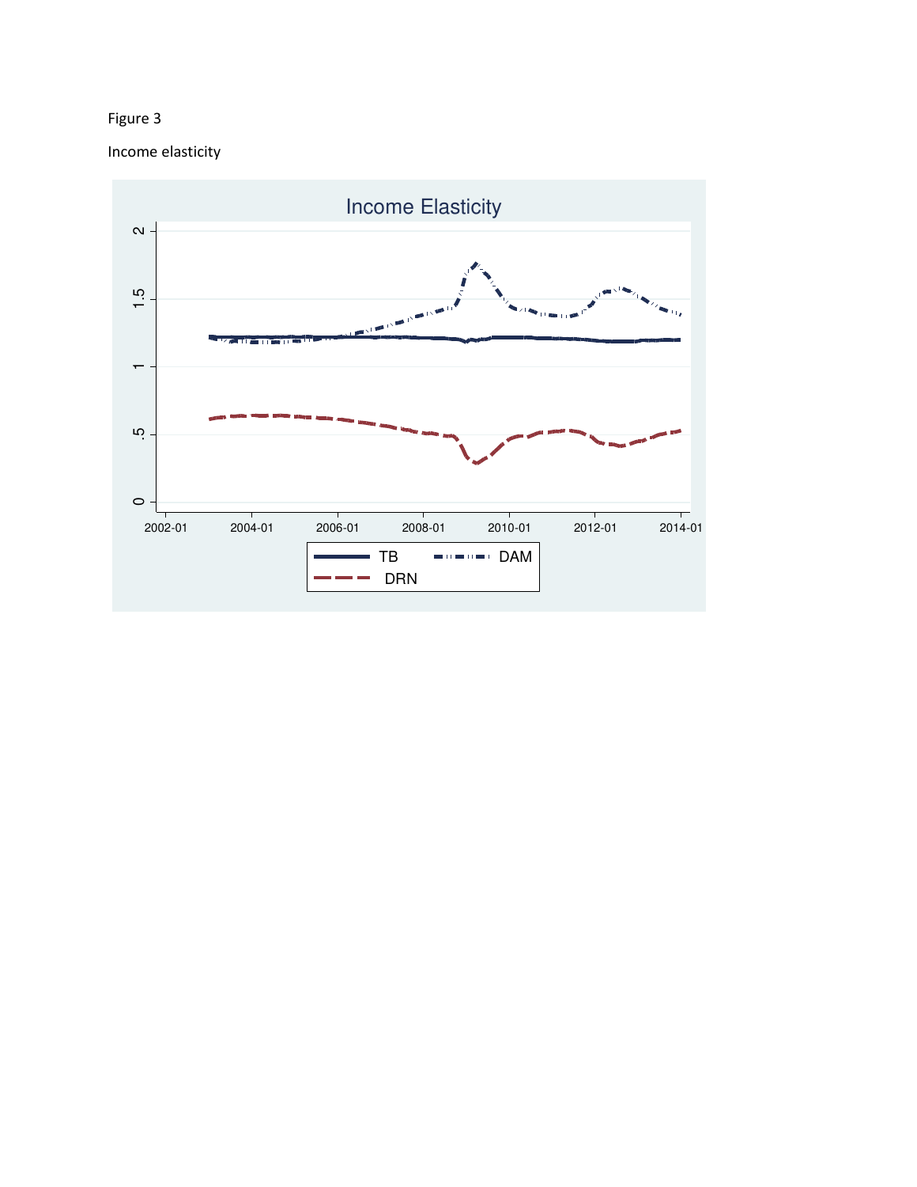Figure 3

Income elasticity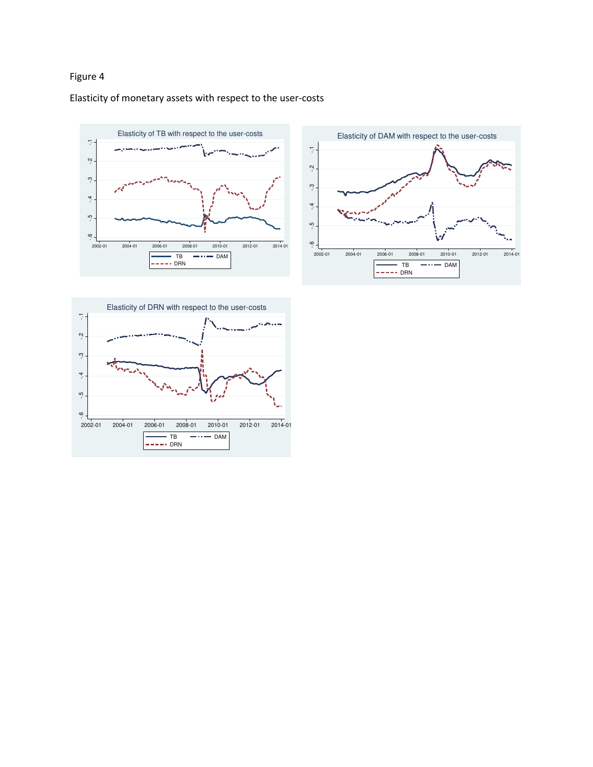Figure 4

Elasticity of monetary assets with respect to the user-costs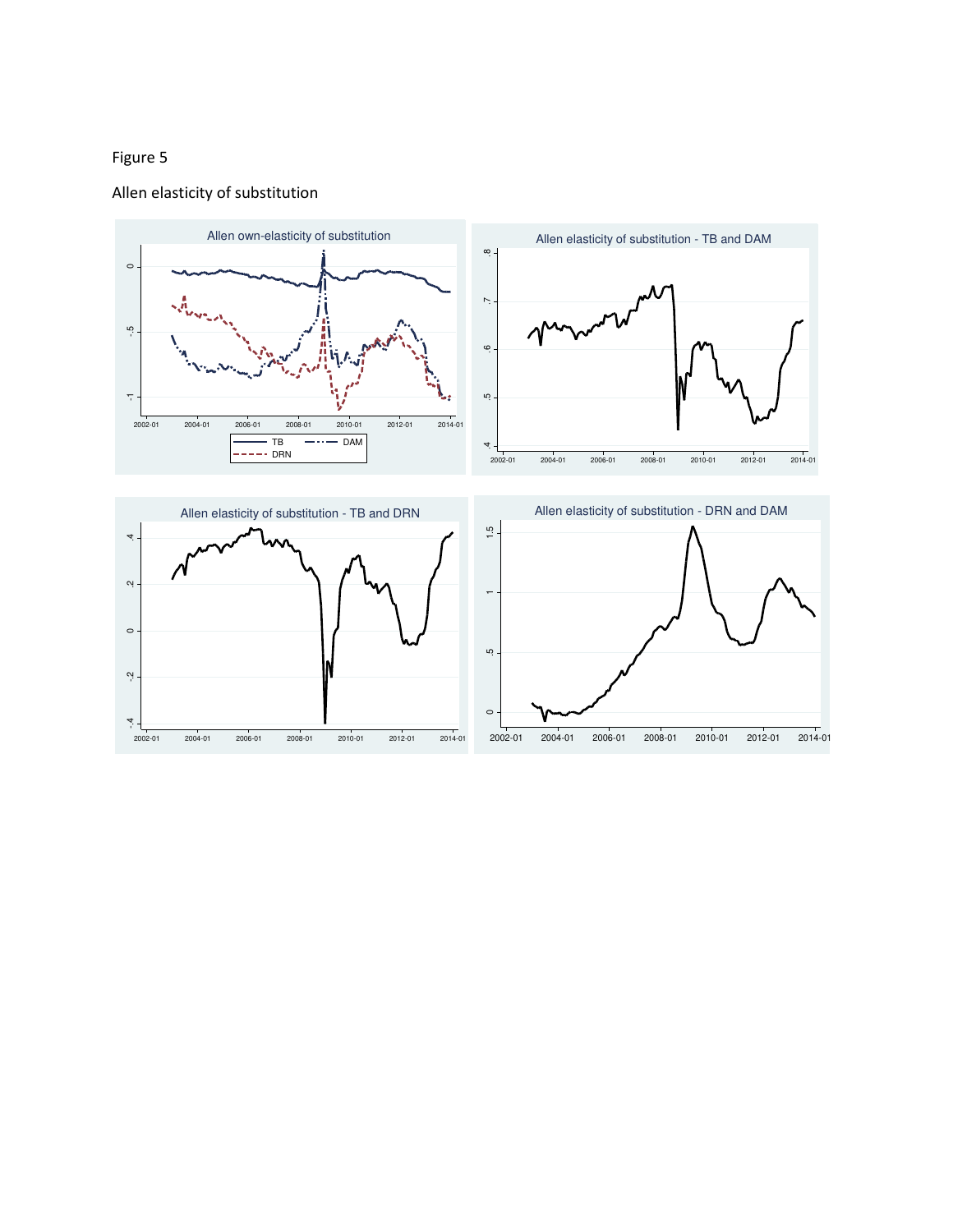Figure 5

Allen elasticity of substitution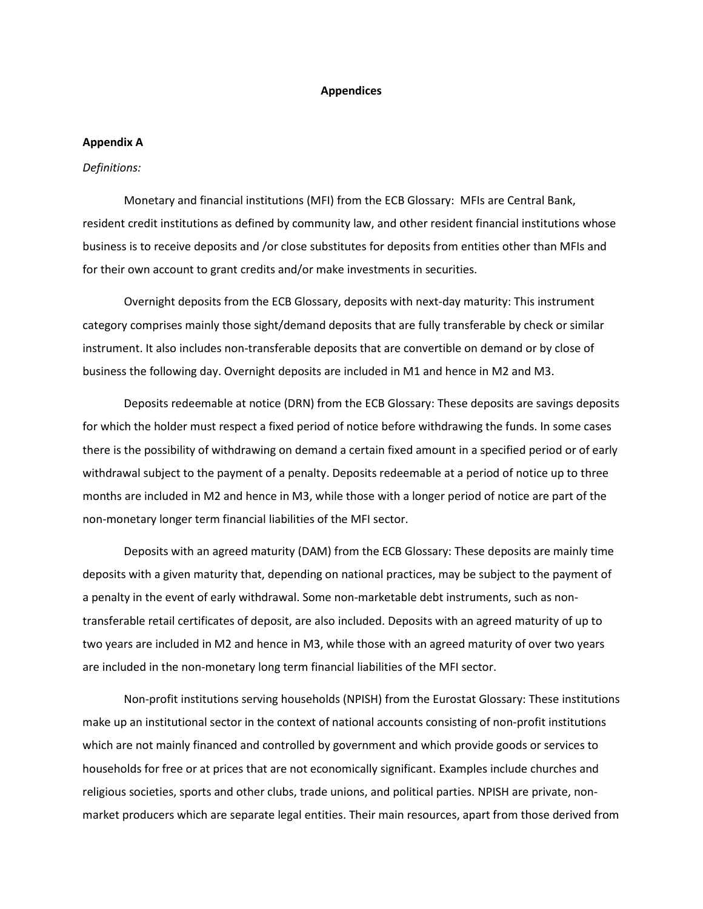# Appendices

## Appendix A

*Definitions:*

Monetary and financial institutions (MFI) from the ECB Glossary: MFIs are Central Bank, resident credit institutions as defined by community law, and other resident financial institutions whose business is to receive deposits and /or close substitutes for deposits from entities other than MFIs and for their own account to grant credits and/or make investments in securities.

Overnight deposits from the ECB Glossary, deposits with next-day maturity: This instrument category comprises mainly those sight/demand deposits that are fully transferable by check or similar instrument. It also includes non-transferable deposits that are convertible on demand or by close of business the following day. Overnight deposits are included in M1 and hence in M2 and M3.

Deposits redeemable at notice (DRN) from the ECB Glossary: These deposits are savings deposits for which the holder must respect a fixed period of notice before withdrawing the funds. In some cases there is the possibility of withdrawing on demand a certain fixed amount in a specified period or of early withdrawal subject to the payment of a penalty. Deposits redeemable at a period of notice up to three months are included in M2 and hence in M3, while those with a longer period of notice are part of the non-monetary longer term financial liabilities of the MFI sector.

Deposits with an agreed maturity (DAM) from the ECB Glossary: These deposits are mainly time deposits with a given maturity that, depending on national practices, may be subject to the payment of a penalty in the event of early withdrawal. Some non-marketable debt instruments, such as non-transferable retail certificates of deposit, are also included. Deposits with an agreed maturity of up to two years are included in M2 and hence in M3, while those with an agreed maturity of over two years are included in the non-monetary long term financial liabilities of the MFI sector.

Non-profit institutions serving households (NPISH) from the Eurostat Glossary: These institutions make up an institutional sector in the context of national accounts consisting of non-profit institutions which are not mainly financed and controlled by government and which provide goods or services to households for free or at prices that are not economically significant. Examples include churches and religious societies, sports and other clubs, trade unions, and political parties. NPISH are private, non-market producers which are separate legal entities. Their main resources, apart from those derived from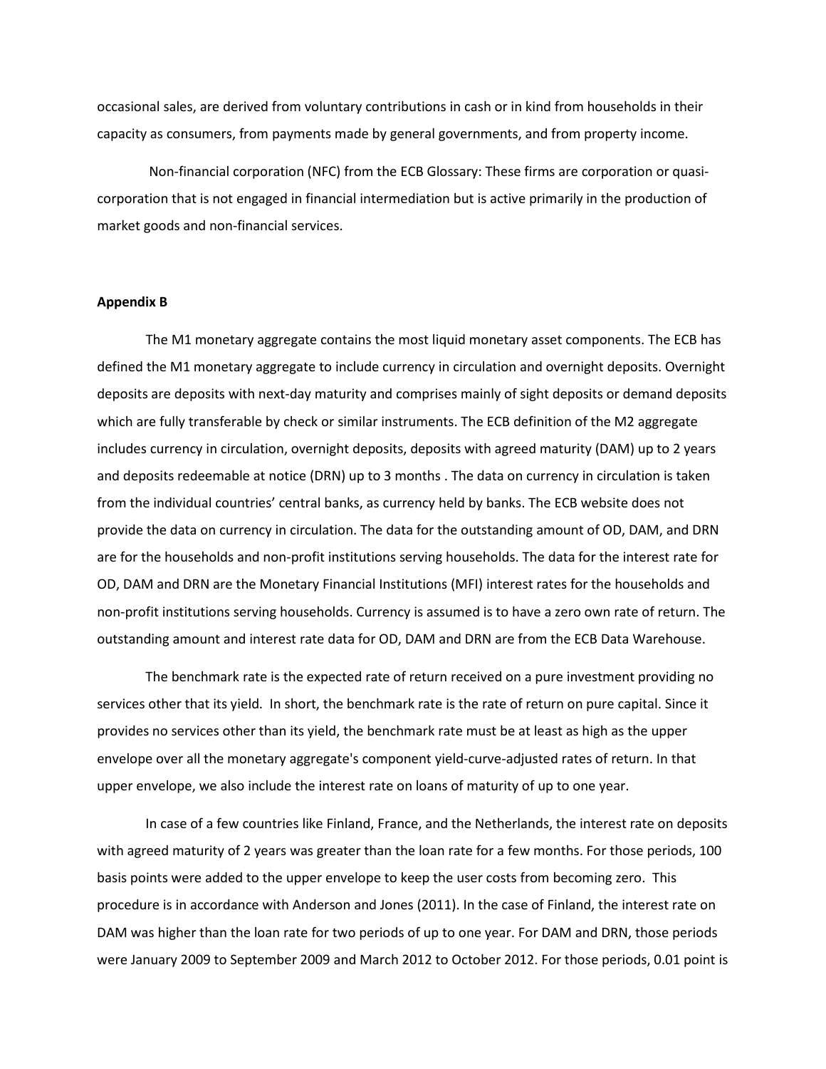occasional sales, are derived from voluntary contributions in cash or in kind from households in their capacity as consumers, from payments made by general governments, and from property income.

Non-financial corporation (NFC) from the ECB Glossary: These firms are corporation or quasi-corporation that is not engaged in financial intermediation but is active primarily in the production of market goods and non-financial services.

**Appendix B**

The M1 monetary aggregate contains the most liquid monetary asset components. The ECB has defined the M1 monetary aggregate to include currency in circulation and overnight deposits. Overnight deposits are deposits with next-day maturity and comprises mainly of sight deposits or demand deposits which are fully transferable by check or similar instruments. The ECB definition of the M2 aggregate includes currency in circulation, overnight deposits, deposits with agreed maturity (DAM) up to 2 years and deposits redeemable at notice (DRN) up to 3 months . The data on currency in circulation is taken from the individual countries' central banks, as currency held by banks. The ECB website does not provide the data on currency in circulation. The data for the outstanding amount of OD, DAM, and DRN are for the households and non-profit institutions serving households. The data for the interest rate for OD, DAM and DRN are the Monetary Financial Institutions (MFI) interest rates for the households and non-profit institutions serving households. Currency is assumed is to have a zero own rate of return. The outstanding amount and interest rate data for OD, DAM and DRN are from the ECB Data Warehouse.

The benchmark rate is the expected rate of return received on a pure investment providing no services other that its yield. In short, the benchmark rate is the rate of return on pure capital. Since it provides no services other than its yield, the benchmark rate must be at least as high as the upper envelope over all the monetary aggregate's component yield-curve-adjusted rates of return. In that upper envelope, we also include the interest rate on loans of maturity of up to one year.

In case of a few countries like Finland, France, and the Netherlands, the interest rate on deposits with agreed maturity of 2 years was greater than the loan rate for a few months. For those periods, 100 basis points were added to the upper envelope to keep the user costs from becoming zero. This procedure is in accordance with Anderson and Jones (2011). In the case of Finland, the interest rate on DAM was higher than the loan rate for two periods of up to one year. For DAM and DRN, those periods were January 2009 to September 2009 and March 2012 to October 2012. For those periods, 0.01 point is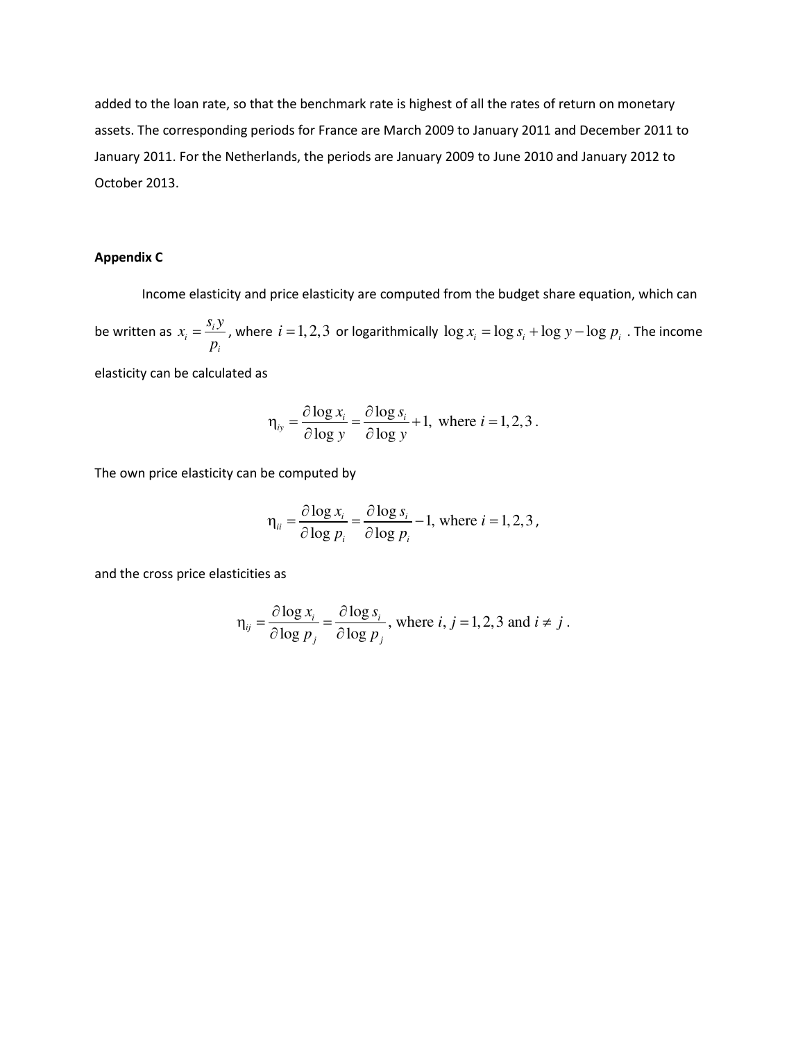added to the loan rate, so that the benchmark rate is highest of all the rates of return on monetary assets. The corresponding periods for France are March 2009 to January 2011 and December 2011 to January 2011. For the Netherlands, the periods are January 2009 to June 2010 and January 2012 to October 2013.

### Appendix C

Income elasticity and price elasticity are computed from the budget share equation, which can be written as $x_i = \frac{s_i y}{p_i}$, where $i = 1,2,3$ or logarithmically $\log x_i = \log s_i + \log y - \log p_i$ . The income elasticity can be calculated as

$$\eta_{iy} = \frac{\partial \log x_i}{\partial \log y} = \frac{\partial \log s_i}{\partial \log y} + 1, \text{ where } i = 1,2,3 .$$

The own price elasticity can be computed by

$$\eta_{ii} = \frac{\partial \log x_i}{\partial \log p_i} = \frac{\partial \log s_i}{\partial \log p_i} - 1, \text{ where } i = 1,2,3 ,$$

and the cross price elasticities as

$$\eta_{ij} = \frac{\partial \log x_i}{\partial \log p_j} = \frac{\partial \log s_i}{\partial \log p_j}, \text{ where } i, j = 1,2,3 \text{ and } i \neq j .$$